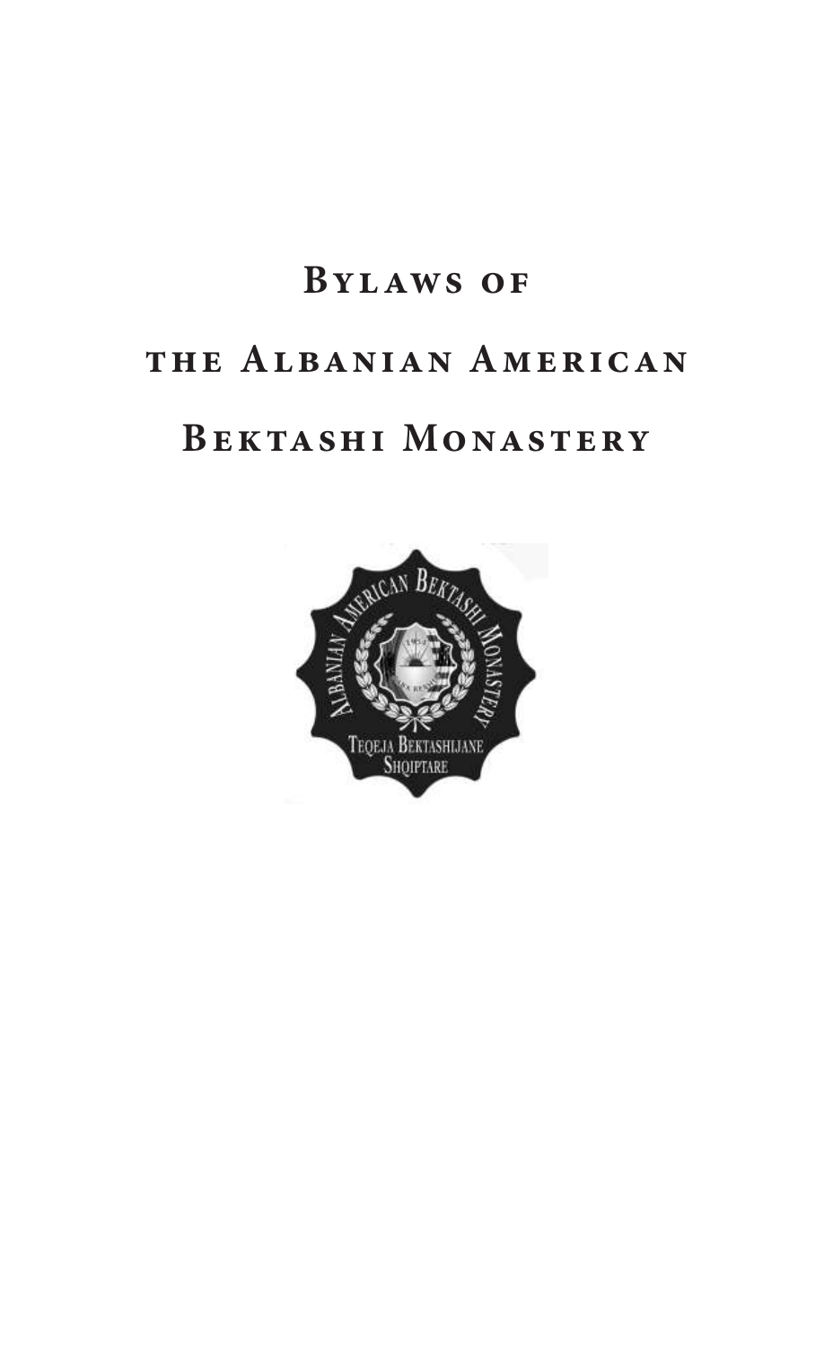# Bylaws of the Albanian American Bektashi Monastery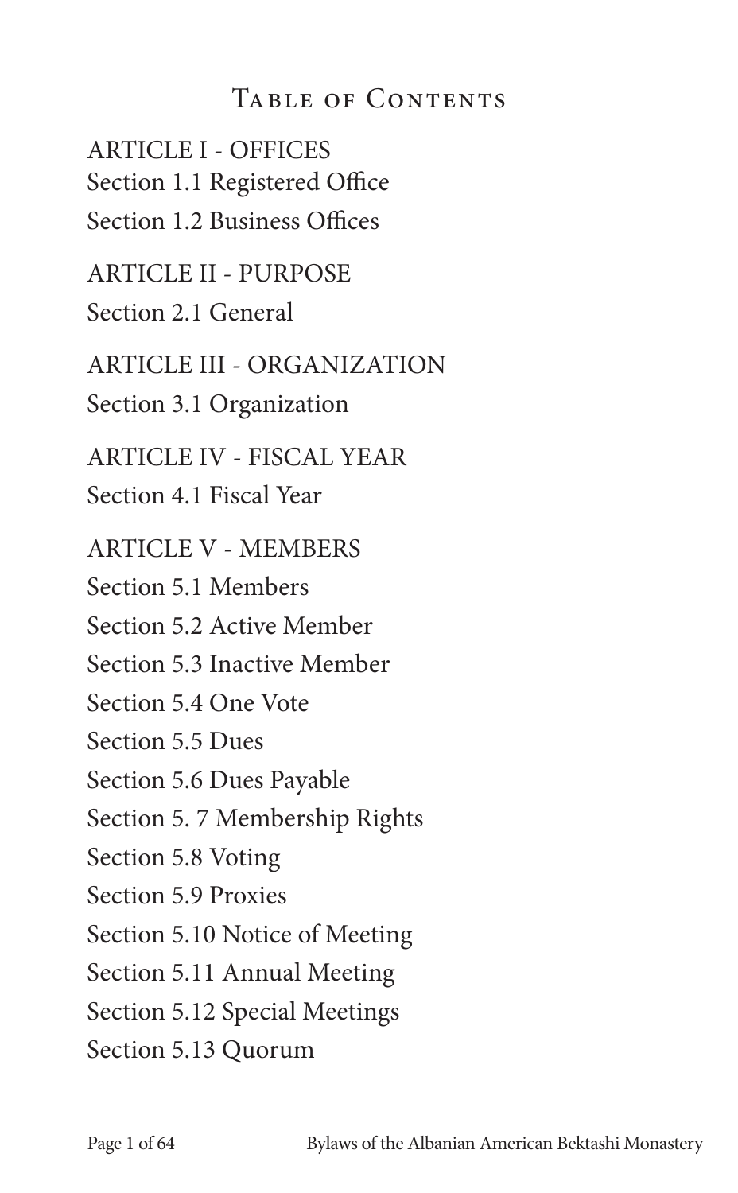# Table of Contents

ARTICLE I - OFFICES

Section 1.1 Registered Office

Section 1.2 Business Offices

ARTICLE II - PURPOSE

Section 2.1 General

ARTICLE III - ORGANIZATION

Section 3.1 Organization

ARTICLE IV - FISCAL YEAR

Section 4.1 Fiscal Year

ARTICLE V - MEMBERS

Section 5.1 Members

Section 5.2 Active Member

Section 5.3 Inactive Member

Section 5.4 One Vote

Section 5.5 Dues

Section 5.6 Dues Payable

Section 5. 7 Membership Rights

Section 5.8 Voting

Section 5.9 Proxies

Section 5.10 Notice of Meeting

Section 5.11 Annual Meeting

Section 5.12 Special Meetings

Section 5.13 Quorum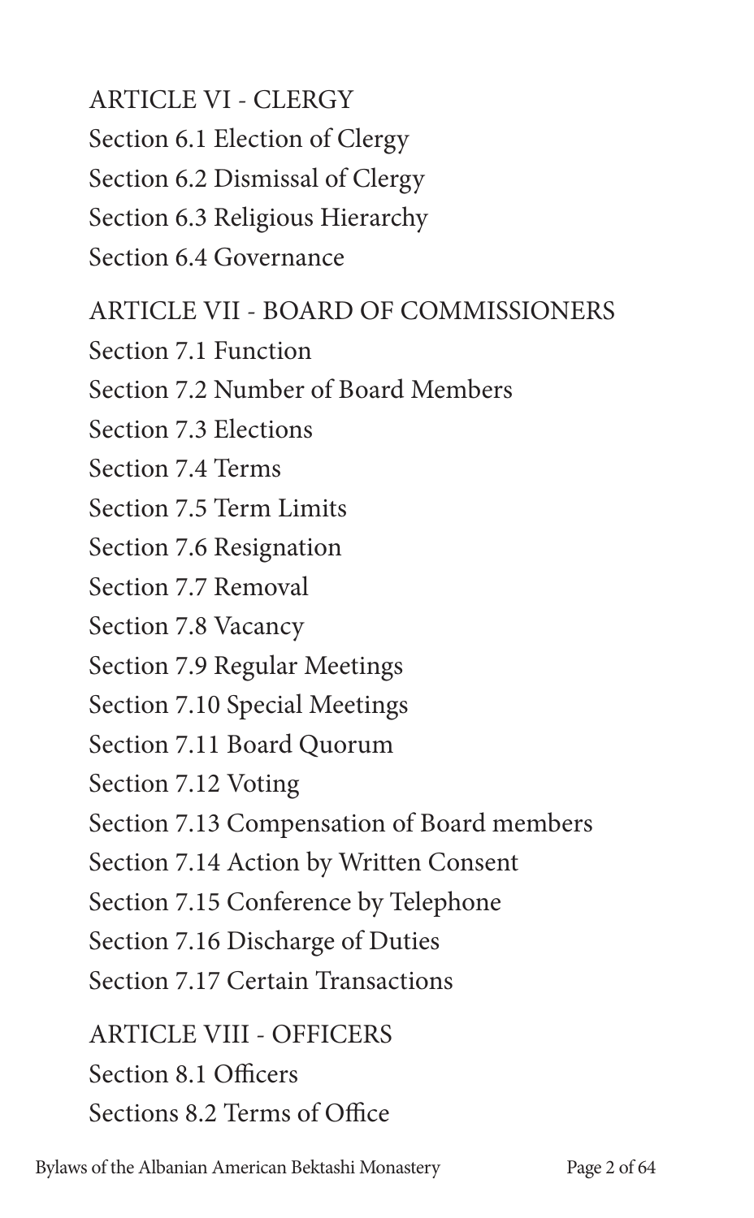ARTICLE VI - CLERGY

Section 6.1 Election of Clergy

Section 6.2 Dismissal of Clergy

Section 6.3 Religious Hierarchy

Section 6.4 Governance

ARTICLE VII - BOARD OF COMMISSIONERS

Section 7.1 Function

Section 7.2 Number of Board Members

Section 7.3 Elections

Section 7.4 Terms

Section 7.5 Term Limits

Section 7.6 Resignation

Section 7.7 Removal

Section 7.8 Vacancy

Section 7.9 Regular Meetings

Section 7.10 Special Meetings

Section 7.11 Board Quorum

Section 7.12 Voting

Section 7.13 Compensation of Board members

Section 7.14 Action by Written Consent

Section 7.15 Conference by Telephone

Section 7.16 Discharge of Duties

Section 7.17 Certain Transactions

ARTICLE VIII - OFFICERS

Section 8.1 Officers

Sections 8.2 Terms of Office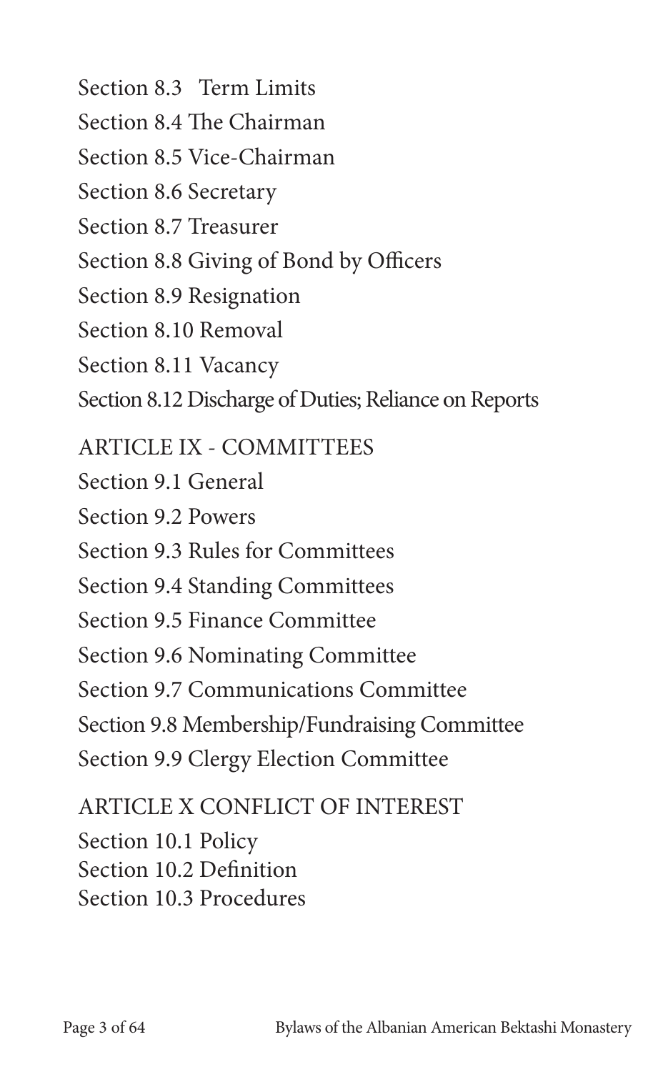Section 8.3 Term Limits

Section 8.4 The Chairman

Section 8.5 Vice-Chairman

Section 8.6 Secretary

Section 8.7 Treasurer

Section 8.8 Giving of Bond by Officers

Section 8.9 Resignation

Section 8.10 Removal

Section 8.11 Vacancy

Section 8.12 Discharge of Duties; Reliance on Reports

ARTICLE IX - COMMITTEES

Section 9.1 General

Section 9.2 Powers

Section 9.3 Rules for Committees

Section 9.4 Standing Committees

Section 9.5 Finance Committee

Section 9.6 Nominating Committee

Section 9.7 Communications Committee

Section 9.8 Membership/Fundraising Committee

Section 9.9 Clergy Election Committee

ARTICLE X CONFLICT OF INTEREST

Section 10.1 Policy

Section 10.2 Definition

Section 10.3 Procedures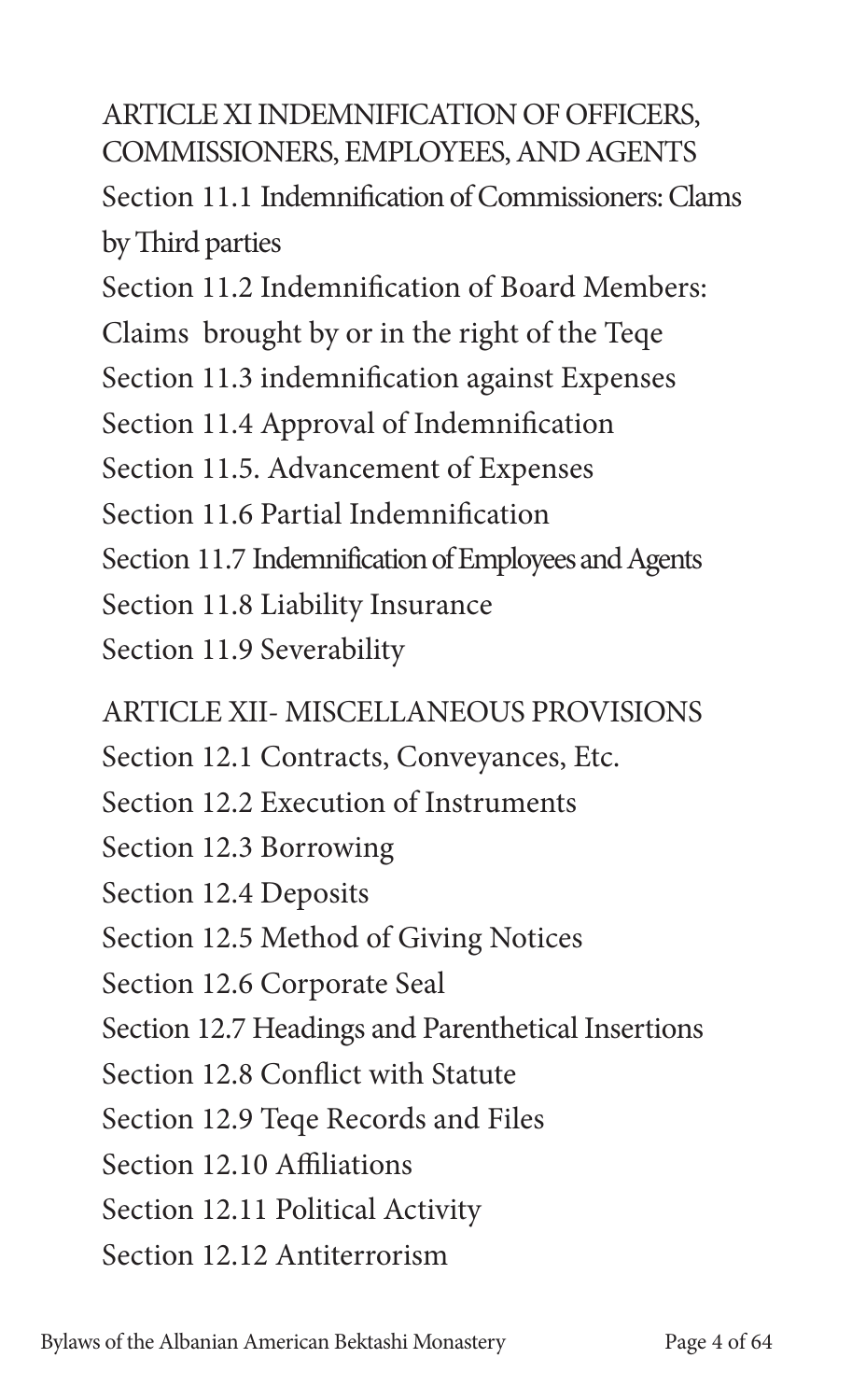ARTICLE XI INDEMNIFICATION OF OFFICERS, COMMISSIONERS, EMPLOYEES, AND AGENTS

Section 11.1 Indemnification of Commissioners: Clams by Third parties

Section 11.2 Indemnification of Board Members: Claims brought by or in the right of the Teqe

Section 11.3 indemnification against Expenses

Section 11.4 Approval of Indemnification

Section 11.5. Advancement of Expenses

Section 11.6 Partial Indemnification

Section 11.7 Indemnification of Employees and Agents

Section 11.8 Liability Insurance

Section 11.9 Severability

ARTICLE XII- MISCELLANEOUS PROVISIONS

Section 12.1 Contracts, Conveyances, Etc.

Section 12.2 Execution of Instruments

Section 12.3 Borrowing

Section 12.4 Deposits

Section 12.5 Method of Giving Notices

Section 12.6 Corporate Seal

Section 12.7 Headings and Parenthetical Insertions

Section 12.8 Conflict with Statute

Section 12.9 Teqe Records and Files

Section 12.10 Affiliations

Section 12.11 Political Activity

Section 12.12 Antiterrorism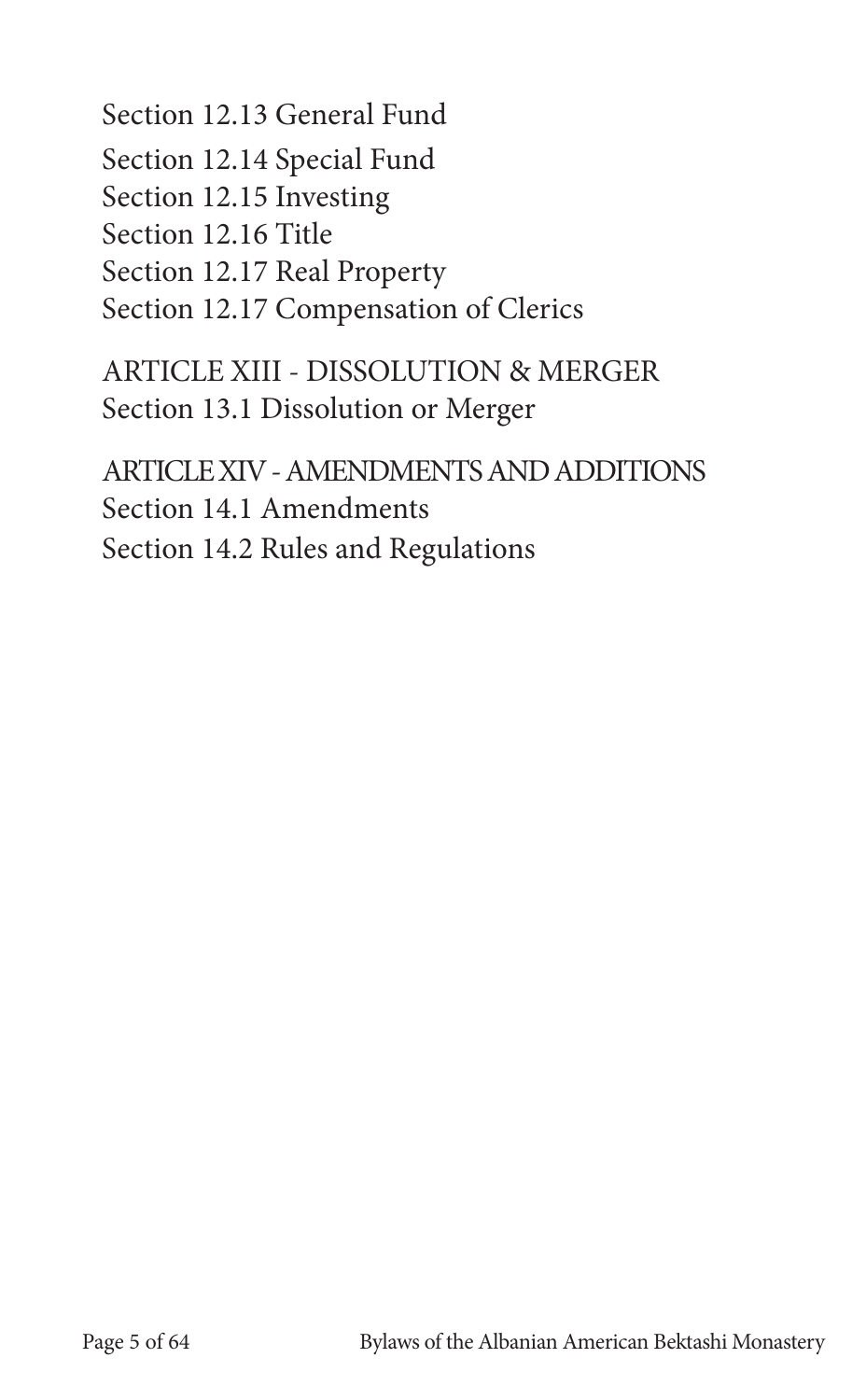Section 12.13 General Fund
Section 12.14 Special Fund
Section 12.15 Investing
Section 12.16 Title
Section 12.17 Real Property
Section 12.17 Compensation of Clerics

ARTICLE XIII - DISSOLUTION & MERGER
Section 13.1 Dissolution or Merger

ARTICLE XIV - AMENDMENTS AND ADDITIONS
Section 14.1 Amendments
Section 14.2 Rules and Regulations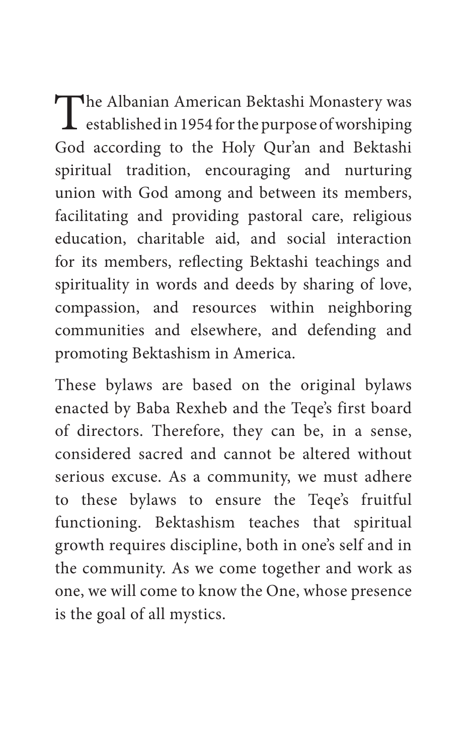The Albanian American Bektashi Monastery was established in 1954 for the purpose of worshiping God according to the Holy Qur'an and Bektashi spiritual tradition, encouraging and nurturing union with God among and between its members, facilitating and providing pastoral care, religious education, charitable aid, and social interaction for its members, reflecting Bektashi teachings and spirituality in words and deeds by sharing of love, compassion, and resources within neighboring communities and elsewhere, and defending and promoting Bektashism in America.

These bylaws are based on the original bylaws enacted by Baba Rexheb and the Teqe's first board of directors. Therefore, they can be, in a sense, considered sacred and cannot be altered without serious excuse. As a community, we must adhere to these bylaws to ensure the Teqe's fruitful functioning. Bektashism teaches that spiritual growth requires discipline, both in one's self and in the community. As we come together and work as one, we will come to know the One, whose presence is the goal of all mystics.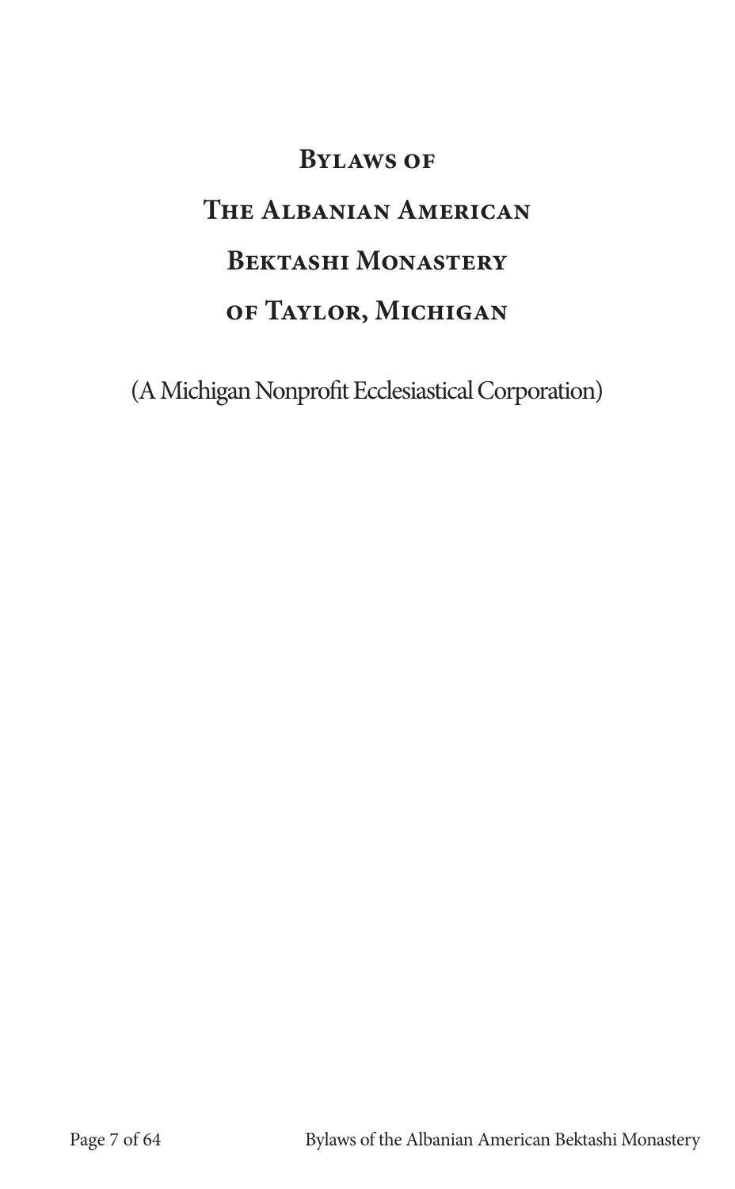# Bylaws of The Albanian American Bektashi Monastery of Taylor, Michigan

(A Michigan Nonprofit Ecclesiastical Corporation)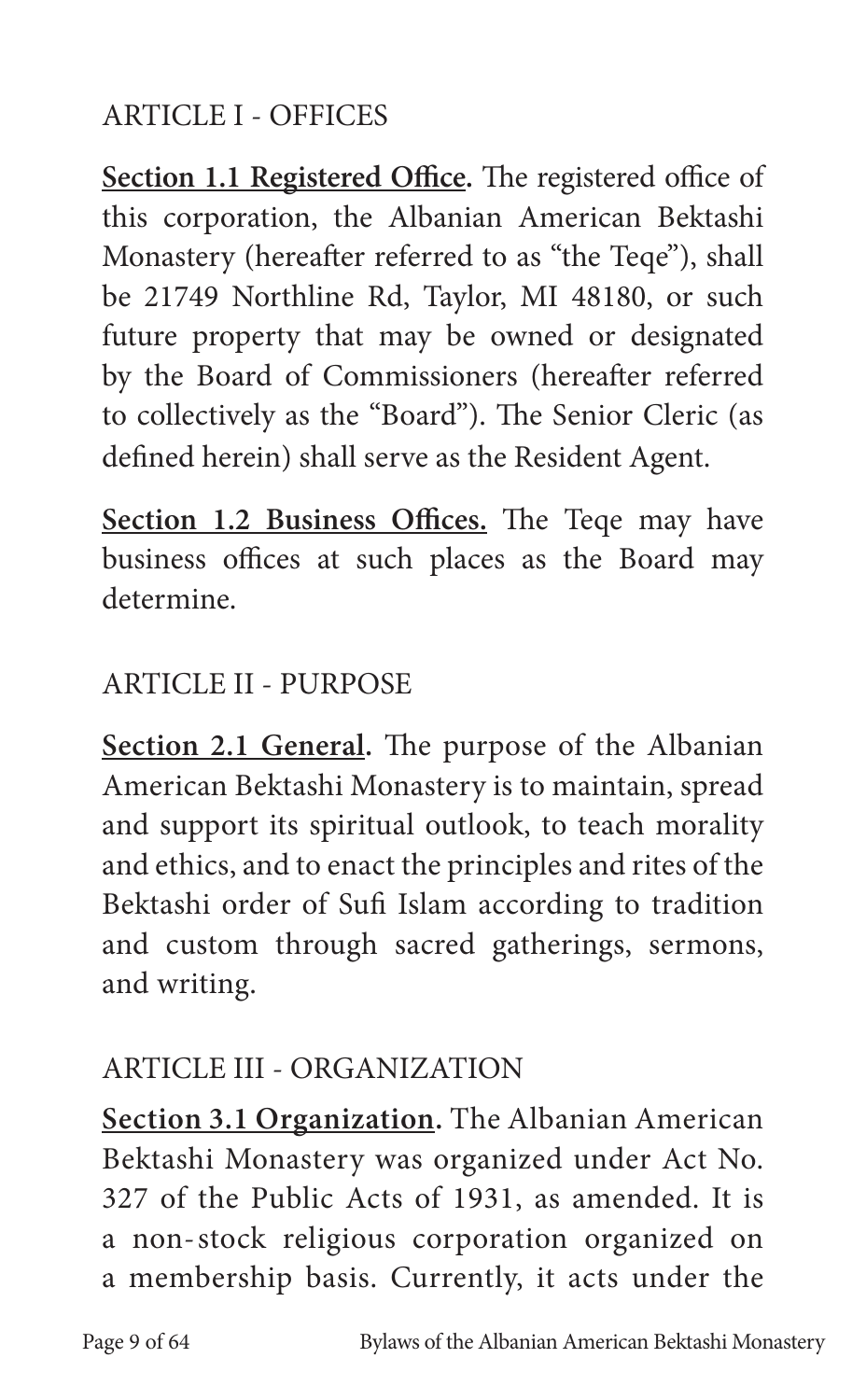## ARTICLE I - OFFICES

**Section 1.1 Registered Office.** The registered office of this corporation, the Albanian American Bektashi Monastery (hereafter referred to as "the Teqe"), shall be 21749 Northline Rd, Taylor, MI 48180, or such future property that may be owned or designated by the Board of Commissioners (hereafter referred to collectively as the "Board"). The Senior Cleric (as defined herein) shall serve as the Resident Agent.

**Section 1.2 Business Offices.** The Teqe may have business offices at such places as the Board may determine.

## ARTICLE II - PURPOSE

**Section 2.1 General.** The purpose of the Albanian American Bektashi Monastery is to maintain, spread and support its spiritual outlook, to teach morality and ethics, and to enact the principles and rites of the Bektashi order of Sufi Islam according to tradition and custom through sacred gatherings, sermons, and writing.

## ARTICLE III - ORGANIZATION

**Section 3.1 Organization.** The Albanian American Bektashi Monastery was organized under Act No. 327 of the Public Acts of 1931, as amended. It is a non-stock religious corporation organized on a membership basis. Currently, it acts under the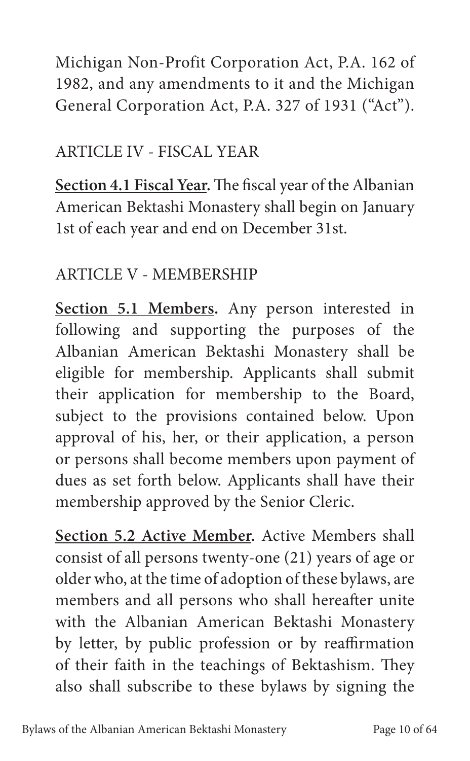Michigan Non-Profit Corporation Act, P.A. 162 of 1982, and any amendments to it and the Michigan General Corporation Act, P.A. 327 of 1931 ("Act").

## ARTICLE IV - FISCAL YEAR

**<u>Section 4.1 Fiscal Year</u>.** The fiscal year of the Albanian American Bektashi Monastery shall begin on January 1st of each year and end on December 31st.

## ARTICLE V - MEMBERSHIP

**<u>Section 5.1 Members</u>.** Any person interested in following and supporting the purposes of the Albanian American Bektashi Monastery shall be eligible for membership. Applicants shall submit their application for membership to the Board, subject to the provisions contained below. Upon approval of his, her, or their application, a person or persons shall become members upon payment of dues as set forth below. Applicants shall have their membership approved by the Senior Cleric.

**<u>Section 5.2 Active Member</u>.** Active Members shall consist of all persons twenty-one (21) years of age or older who, at the time of adoption of these bylaws, are members and all persons who shall hereafter unite with the Albanian American Bektashi Monastery by letter, by public profession or by reaffirmation of their faith in the teachings of Bektashism. They also shall subscribe to these bylaws by signing the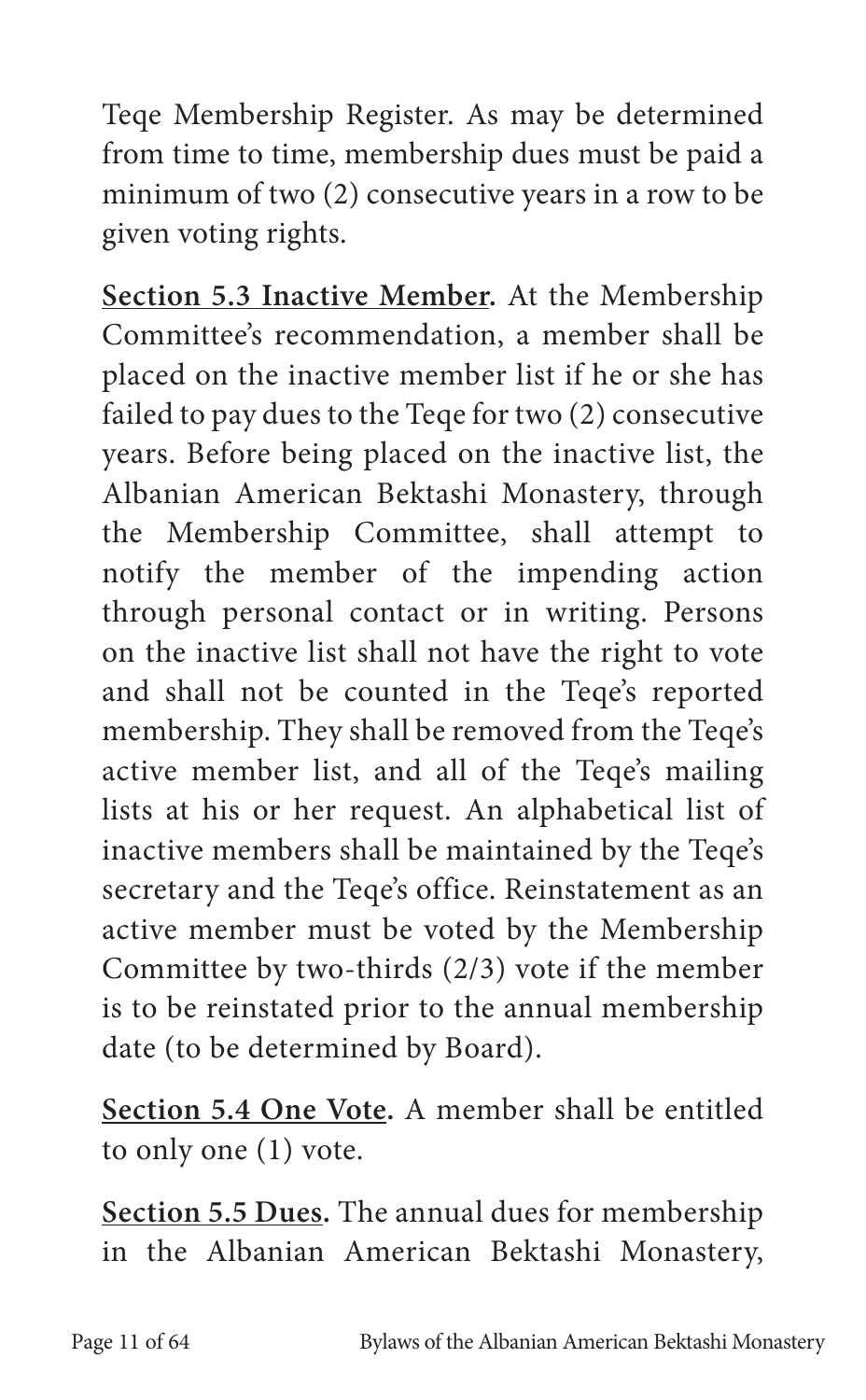Teqe Membership Register. As may be determined from time to time, membership dues must be paid a minimum of two (2) consecutive years in a row to be given voting rights.

**Section 5.3 Inactive Member.** At the Membership Committee's recommendation, a member shall be placed on the inactive member list if he or she has failed to pay dues to the Teqe for two (2) consecutive years. Before being placed on the inactive list, the Albanian American Bektashi Monastery, through the Membership Committee, shall attempt to notify the member of the impending action through personal contact or in writing. Persons on the inactive list shall not have the right to vote and shall not be counted in the Teqe's reported membership. They shall be removed from the Teqe's active member list, and all of the Teqe's mailing lists at his or her request. An alphabetical list of inactive members shall be maintained by the Teqe's secretary and the Teqe's office. Reinstatement as an active member must be voted by the Membership Committee by two-thirds (2/3) vote if the member is to be reinstated prior to the annual membership date (to be determined by Board).

**Section 5.4 One Vote.** A member shall be entitled to only one (1) vote.

**Section 5.5 Dues.** The annual dues for membership in the Albanian American Bektashi Monastery,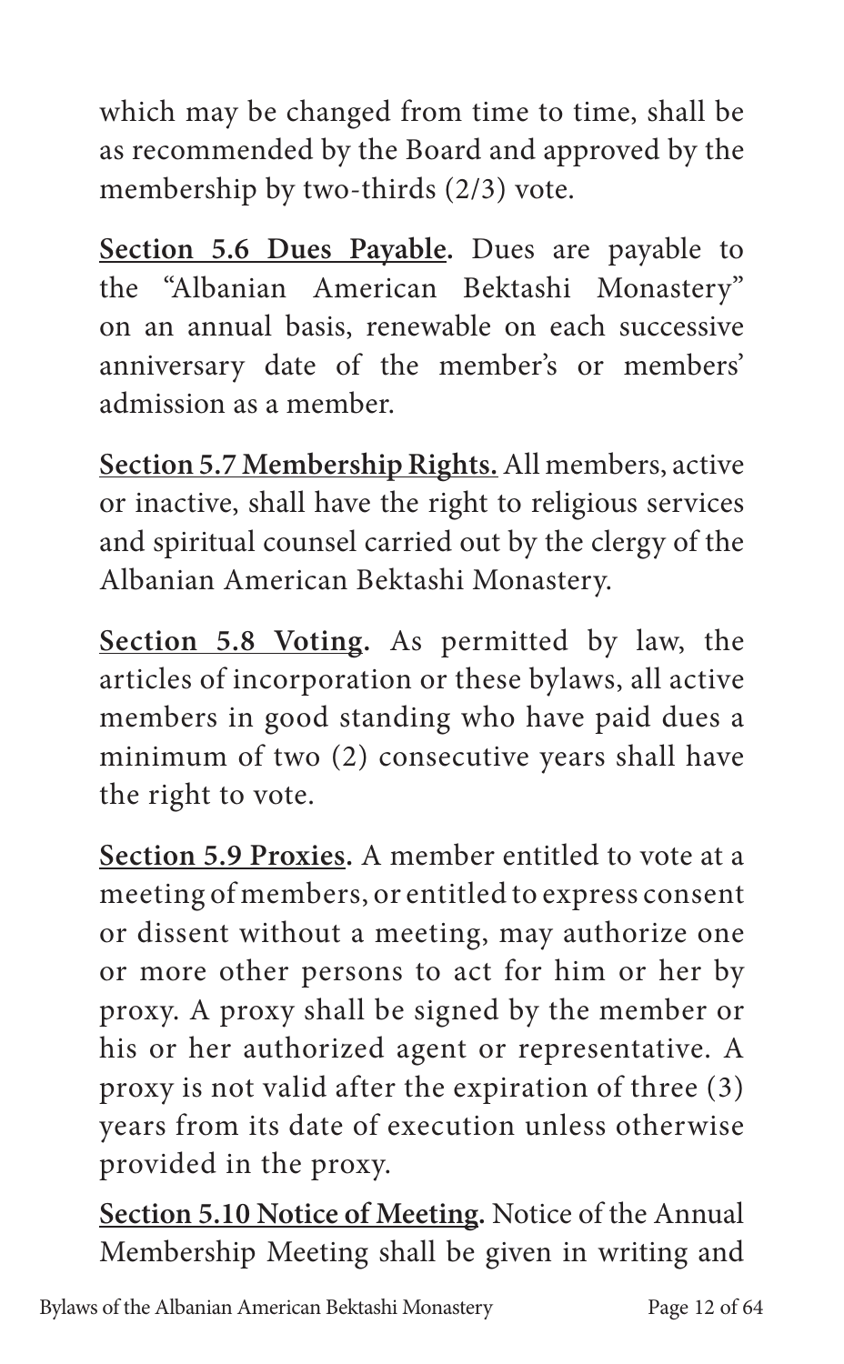which may be changed from time to time, shall be as recommended by the Board and approved by the membership by two-thirds (2/3) vote.

**<u>Section 5.6 Dues Payable</u>.** Dues are payable to the "Albanian American Bektashi Monastery" on an annual basis, renewable on each successive anniversary date of the member's or members' admission as a member.

**<u>Section 5.7 Membership Rights.</u>** All members, active or inactive, shall have the right to religious services and spiritual counsel carried out by the clergy of the Albanian American Bektashi Monastery.

**<u>Section 5.8 Voting</u>.** As permitted by law, the articles of incorporation or these bylaws, all active members in good standing who have paid dues a minimum of two (2) consecutive years shall have the right to vote.

**<u>Section 5.9 Proxies</u>.** A member entitled to vote at a meeting of members, or entitled to express consent or dissent without a meeting, may authorize one or more other persons to act for him or her by proxy. A proxy shall be signed by the member or his or her authorized agent or representative. A proxy is not valid after the expiration of three (3) years from its date of execution unless otherwise provided in the proxy.

**<u>Section 5.10 Notice of Meeting</u>.** Notice of the Annual Membership Meeting shall be given in writing and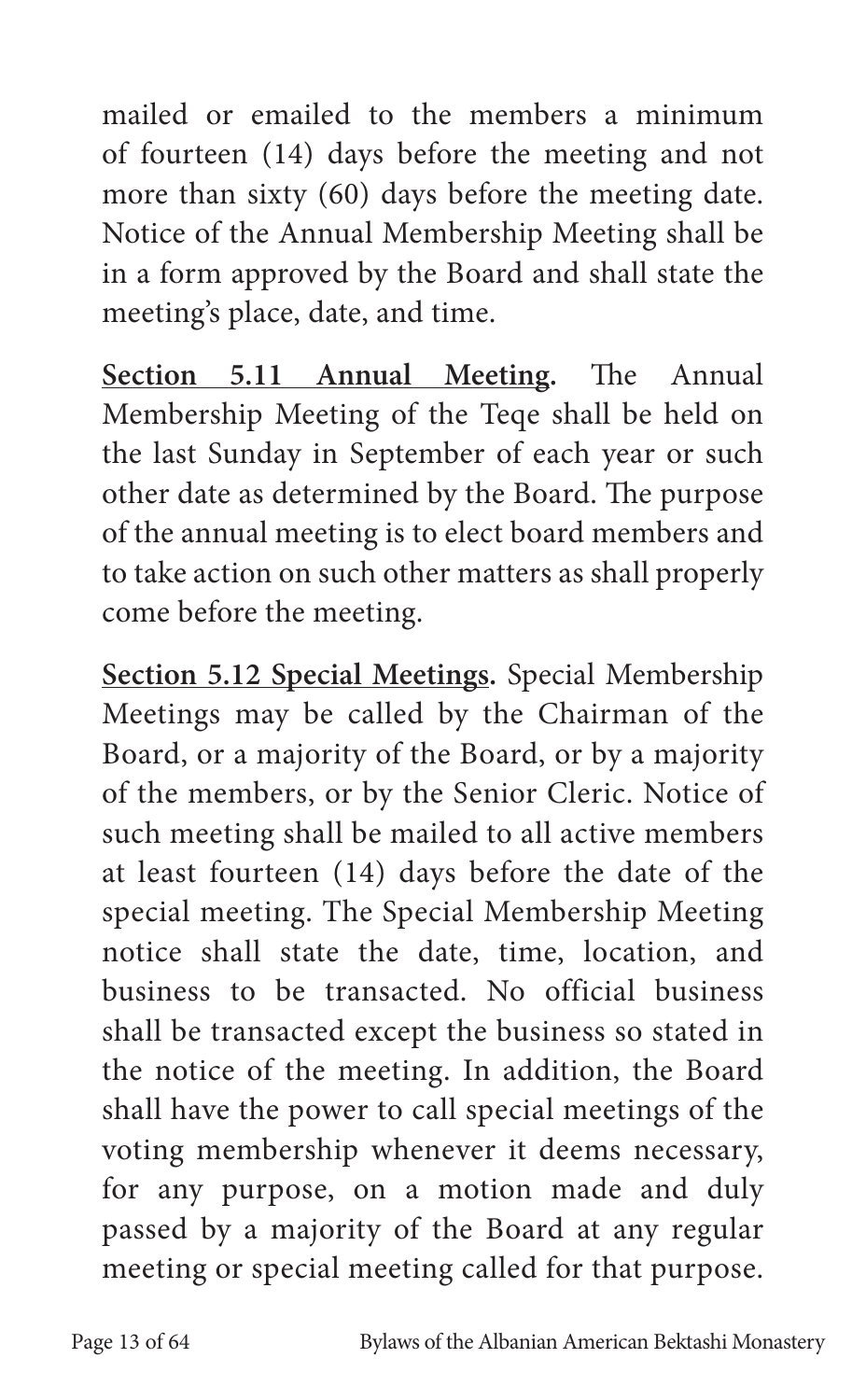mailed or emailed to the members a minimum of fourteen (14) days before the meeting and not more than sixty (60) days before the meeting date. Notice of the Annual Membership Meeting shall be in a form approved by the Board and shall state the meeting's place, date, and time.

**Section 5.11 Annual Meeting.** The Annual Membership Meeting of the Teqe shall be held on the last Sunday in September of each year or such other date as determined by the Board. The purpose of the annual meeting is to elect board members and to take action on such other matters as shall properly come before the meeting.

**Section 5.12 Special Meetings.** Special Membership Meetings may be called by the Chairman of the Board, or a majority of the Board, or by a majority of the members, or by the Senior Cleric. Notice of such meeting shall be mailed to all active members at least fourteen (14) days before the date of the special meeting. The Special Membership Meeting notice shall state the date, time, location, and business to be transacted. No official business shall be transacted except the business so stated in the notice of the meeting. In addition, the Board shall have the power to call special meetings of the voting membership whenever it deems necessary, for any purpose, on a motion made and duly passed by a majority of the Board at any regular meeting or special meeting called for that purpose.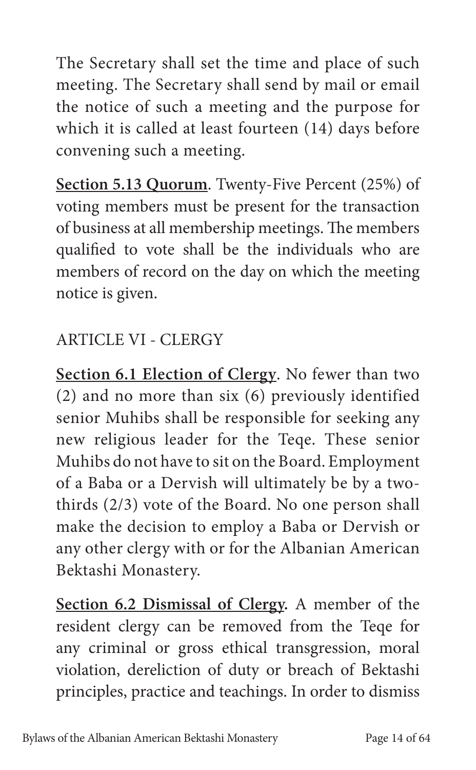The Secretary shall set the time and place of such meeting. The Secretary shall send by mail or email the notice of such a meeting and the purpose for which it is called at least fourteen (14) days before convening such a meeting.

**Section 5.13 Quorum**. Twenty-Five Percent (25%) of voting members must be present for the transaction of business at all membership meetings. The members qualified to vote shall be the individuals who are members of record on the day on which the meeting notice is given.

## ARTICLE VI - CLERGY

**Section 6.1 Election of Clergy**. No fewer than two (2) and no more than six (6) previously identified senior Muhibs shall be responsible for seeking any new religious leader for the Teqe. These senior Muhibs do not have to sit on the Board. Employment of a Baba or a Dervish will ultimately be by a two-thirds (2/3) vote of the Board. No one person shall make the decision to employ a Baba or Dervish or any other clergy with or for the Albanian American Bektashi Monastery.

**Section 6.2 Dismissal of Clergy**. A member of the resident clergy can be removed from the Teqe for any criminal or gross ethical transgression, moral violation, dereliction of duty or breach of Bektashi principles, practice and teachings. In order to dismiss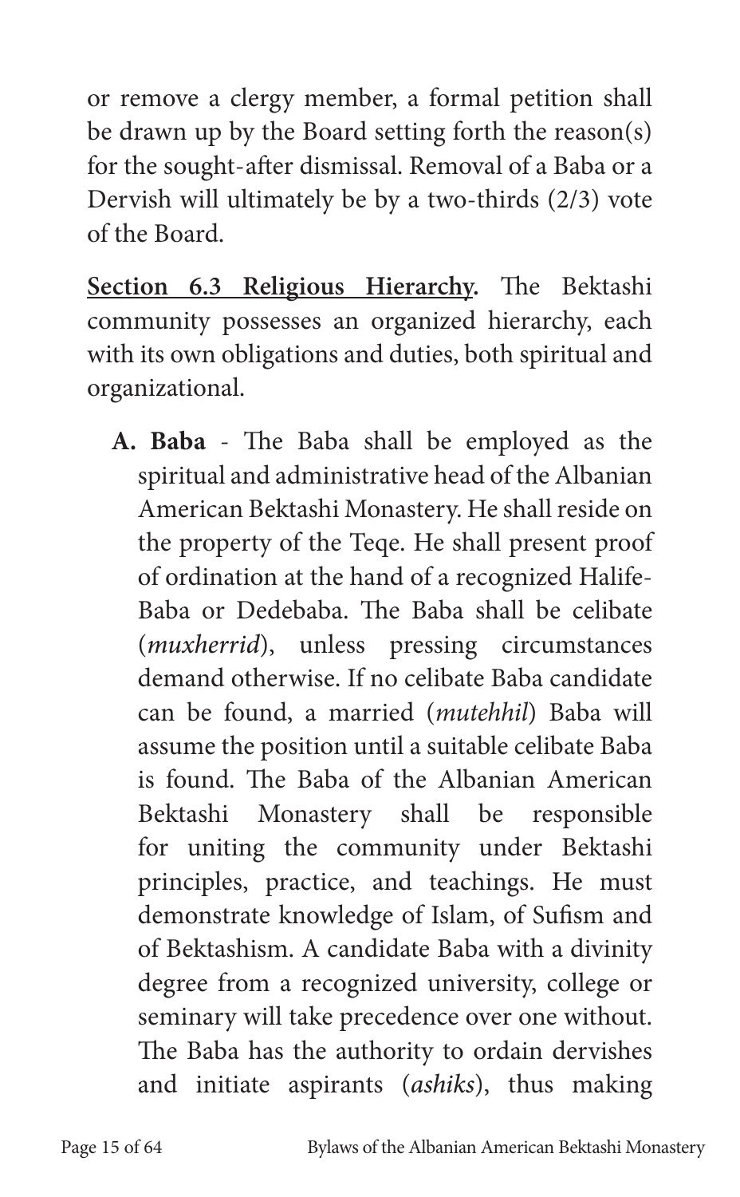or remove a clergy member, a formal petition shall be drawn up by the Board setting forth the reason(s) for the sought-after dismissal. Removal of a Baba or a Dervish will ultimately be by a two-thirds (2/3) vote of the Board.

**Section 6.3 Religious Hierarchy.** The Bektashi community possesses an organized hierarchy, each with its own obligations and duties, both spiritual and organizational.

A. **Baba** - The Baba shall be employed as the spiritual and administrative head of the Albanian American Bektashi Monastery. He shall reside on the property of the Teqe. He shall present proof of ordination at the hand of a recognized Halife-Baba or Dedebaba. The Baba shall be celibate (*muxherrid*), unless pressing circumstances demand otherwise. If no celibate Baba candidate can be found, a married (*mutehhil*) Baba will assume the position until a suitable celibate Baba is found. The Baba of the Albanian American Bektashi Monastery shall be responsible for uniting the community under Bektashi principles, practice, and teachings. He must demonstrate knowledge of Islam, of Sufism and of Bektashism. A candidate Baba with a divinity degree from a recognized university, college or seminary will take precedence over one without. The Baba has the authority to ordain dervishes and initiate aspirants (*ashiks*), thus making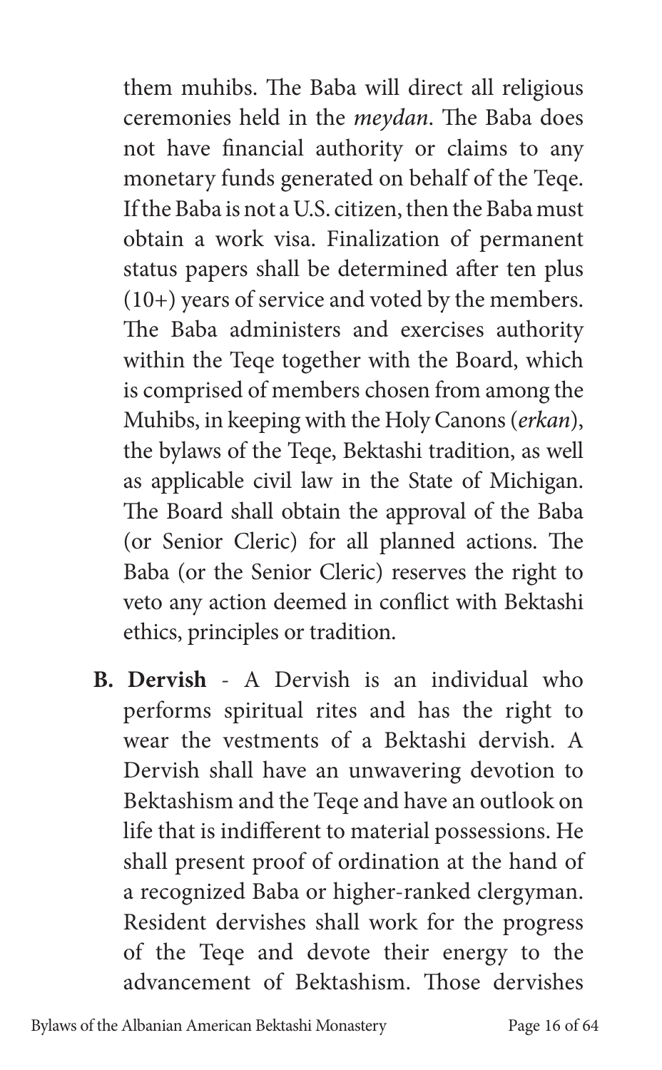them muhibs. The Baba will direct all religious ceremonies held in the *meydan*. The Baba does not have financial authority or claims to any monetary funds generated on behalf of the Teqe. If the Baba is not a U.S. citizen, then the Baba must obtain a work visa. Finalization of permanent status papers shall be determined after ten plus (10+) years of service and voted by the members. The Baba administers and exercises authority within the Teqe together with the Board, which is comprised of members chosen from among the Muhibs, in keeping with the Holy Canons (*erkan*), the bylaws of the Teqe, Bektashi tradition, as well as applicable civil law in the State of Michigan. The Board shall obtain the approval of the Baba (or Senior Cleric) for all planned actions. The Baba (or the Senior Cleric) reserves the right to veto any action deemed in conflict with Bektashi ethics, principles or tradition.

**B. Dervish** - A Dervish is an individual who performs spiritual rites and has the right to wear the vestments of a Bektashi dervish. A Dervish shall have an unwavering devotion to Bektashism and the Teqe and have an outlook on life that is indifferent to material possessions. He shall present proof of ordination at the hand of a recognized Baba or higher-ranked clergyman. Resident dervishes shall work for the progress of the Teqe and devote their energy to the advancement of Bektashism. Those dervishes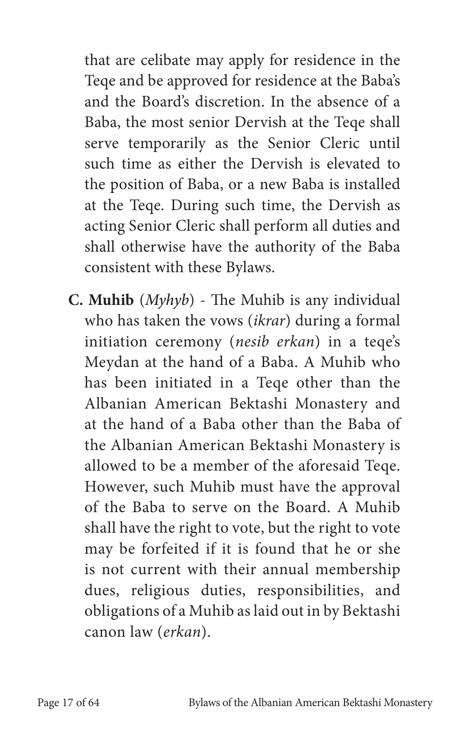that are celibate may apply for residence in the Teqe and be approved for residence at the Baba's and the Board's discretion. In the absence of a Baba, the most senior Dervish at the Teqe shall serve temporarily as the Senior Cleric until such time as either the Dervish is elevated to the position of Baba, or a new Baba is installed at the Teqe. During such time, the Dervish as acting Senior Cleric shall perform all duties and shall otherwise have the authority of the Baba consistent with these Bylaws.

**C. Muhib** (*Myhyb*) - The Muhib is any individual who has taken the vows (*ikrar*) during a formal initiation ceremony (*nesib erkan*) in a teqe's Meydan at the hand of a Baba. A Muhib who has been initiated in a Teqe other than the Albanian American Bektashi Monastery and at the hand of a Baba other than the Baba of the Albanian American Bektashi Monastery is allowed to be a member of the aforesaid Teqe. However, such Muhib must have the approval of the Baba to serve on the Board. A Muhib shall have the right to vote, but the right to vote may be forfeited if it is found that he or she is not current with their annual membership dues, religious duties, responsibilities, and obligations of a Muhib as laid out in by Bektashi canon law (*erkan*).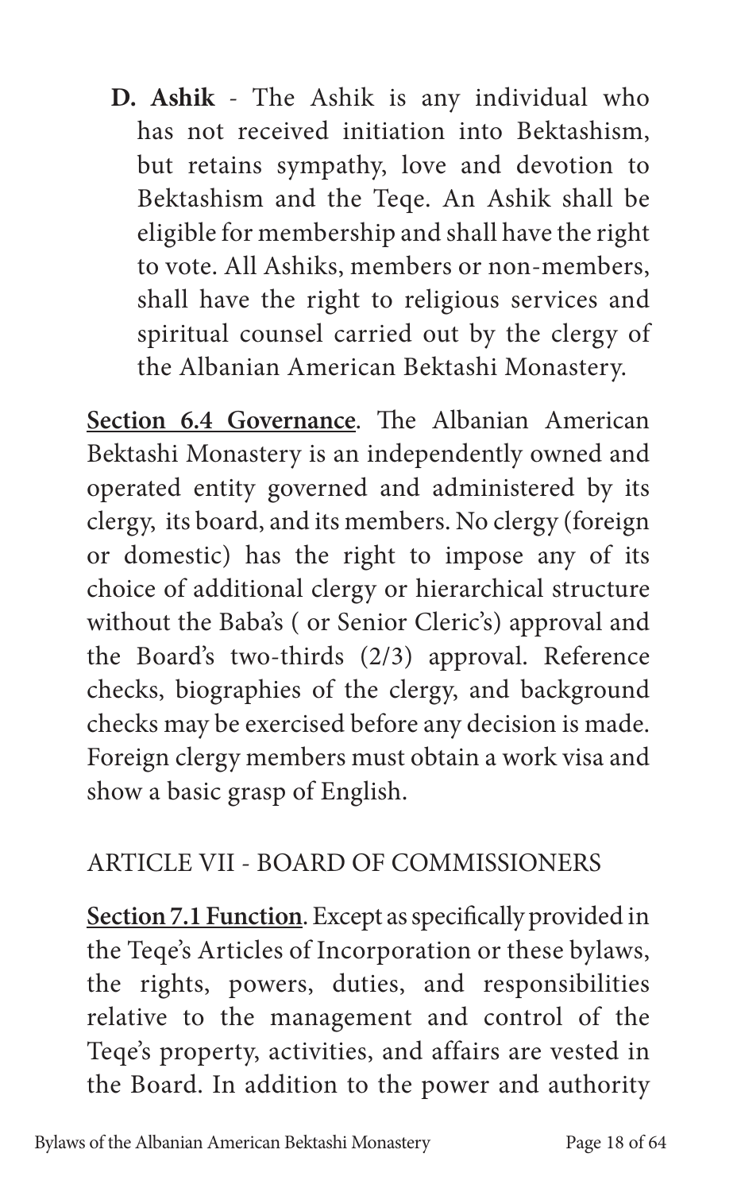**D. Ashik** - The Ashik is any individual who has not received initiation into Bektashism, but retains sympathy, love and devotion to Bektashism and the Teqe. An Ashik shall be eligible for membership and shall have the right to vote. All Ashiks, members or non-members, shall have the right to religious services and spiritual counsel carried out by the clergy of the Albanian American Bektashi Monastery.

**Section 6.4 Governance**. The Albanian American Bektashi Monastery is an independently owned and operated entity governed and administered by its clergy, its board, and its members. No clergy (foreign or domestic) has the right to impose any of its choice of additional clergy or hierarchical structure without the Baba's ( or Senior Cleric's) approval and the Board's two-thirds (2/3) approval. Reference checks, biographies of the clergy, and background checks may be exercised before any decision is made. Foreign clergy members must obtain a work visa and show a basic grasp of English.

## ARTICLE VII - BOARD OF COMMISSIONERS

**Section 7.1 Function**. Except as specifically provided in the Teqe's Articles of Incorporation or these bylaws, the rights, powers, duties, and responsibilities relative to the management and control of the Teqe's property, activities, and affairs are vested in the Board. In addition to the power and authority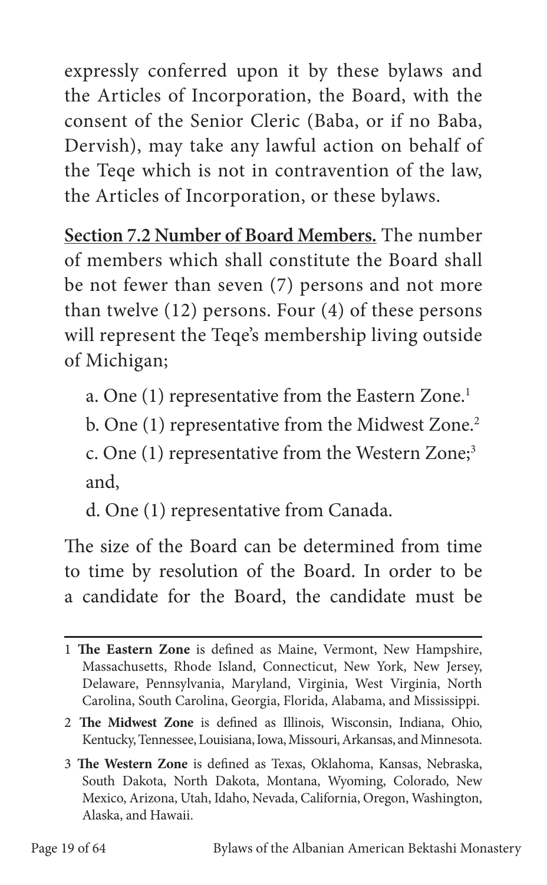expressly conferred upon it by these bylaws and the Articles of Incorporation, the Board, with the consent of the Senior Cleric (Baba, or if no Baba, Dervish), may take any lawful action on behalf of the Teqe which is not in contravention of the law, the Articles of Incorporation, or these bylaws.

**Section 7.2 Number of Board Members.** The number of members which shall constitute the Board shall be not fewer than seven (7) persons and not more than twelve (12) persons. Four (4) of these persons will represent the Teqe's membership living outside of Michigan;

a. One (1) representative from the Eastern Zone.[1]

b. One (1) representative from the Midwest Zone.[2]

c. One (1) representative from the Western Zone;[3] and,

d. One (1) representative from Canada.

The size of the Board can be determined from time to time by resolution of the Board. In order to be a candidate for the Board, the candidate must be

---

1 **The Eastern Zone** is defined as Maine, Vermont, New Hampshire, Massachusetts, Rhode Island, Connecticut, New York, New Jersey, Delaware, Pennsylvania, Maryland, Virginia, West Virginia, North Carolina, South Carolina, Georgia, Florida, Alabama, and Mississippi.

2 **The Midwest Zone** is defined as Illinois, Wisconsin, Indiana, Ohio, Kentucky, Tennessee, Louisiana, Iowa, Missouri, Arkansas, and Minnesota.

3 **The Western Zone** is defined as Texas, Oklahoma, Kansas, Nebraska, South Dakota, North Dakota, Montana, Wyoming, Colorado, New Mexico, Arizona, Utah, Idaho, Nevada, California, Oregon, Washington, Alaska, and Hawaii.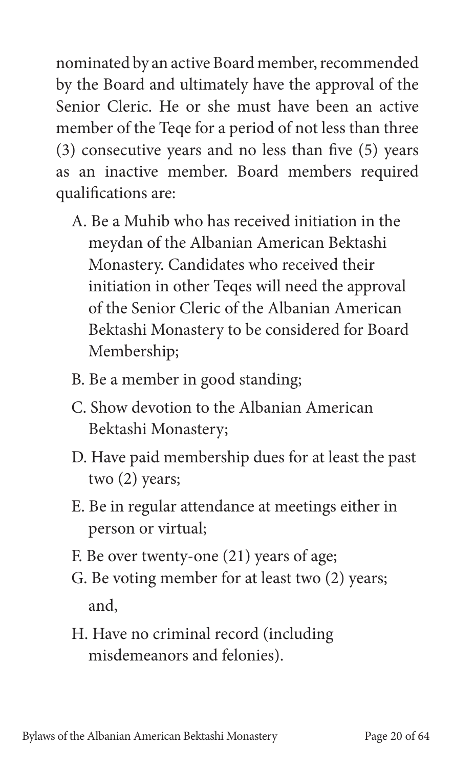nominated by an active Board member, recommended by the Board and ultimately have the approval of the Senior Cleric. He or she must have been an active member of the Teqe for a period of not less than three (3) consecutive years and no less than five (5) years as an inactive member. Board members required qualifications are:

A. Be a Muhib who has received initiation in the meydan of the Albanian American Bektashi Monastery. Candidates who received their initiation in other Teqes will need the approval of the Senior Cleric of the Albanian American Bektashi Monastery to be considered for Board Membership;

B. Be a member in good standing;

C. Show devotion to the Albanian American Bektashi Monastery;

D. Have paid membership dues for at least the past two (2) years;

E. Be in regular attendance at meetings either in person or virtual;

F. Be over twenty-one (21) years of age;

G. Be voting member for at least two (2) years; and,

H. Have no criminal record (including misdemeanors and felonies).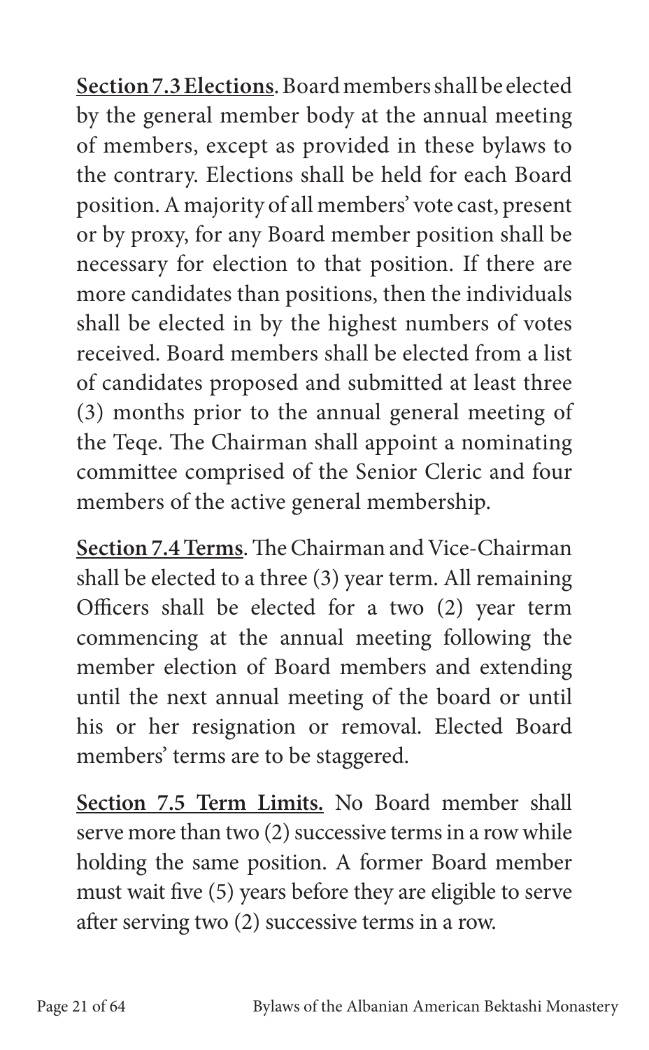**Section 7.3 Elections**. Board members shall be elected by the general member body at the annual meeting of members, except as provided in these bylaws to the contrary. Elections shall be held for each Board position. A majority of all members' vote cast, present or by proxy, for any Board member position shall be necessary for election to that position. If there are more candidates than positions, then the individuals shall be elected in by the highest numbers of votes received. Board members shall be elected from a list of candidates proposed and submitted at least three (3) months prior to the annual general meeting of the Teqe. The Chairman shall appoint a nominating committee comprised of the Senior Cleric and four members of the active general membership.

**Section 7.4 Terms**. The Chairman and Vice-Chairman shall be elected to a three (3) year term. All remaining Officers shall be elected for a two (2) year term commencing at the annual meeting following the member election of Board members and extending until the next annual meeting of the board or until his or her resignation or removal. Elected Board members' terms are to be staggered.

**Section 7.5 Term Limits.** No Board member shall serve more than two (2) successive terms in a row while holding the same position. A former Board member must wait five (5) years before they are eligible to serve after serving two (2) successive terms in a row.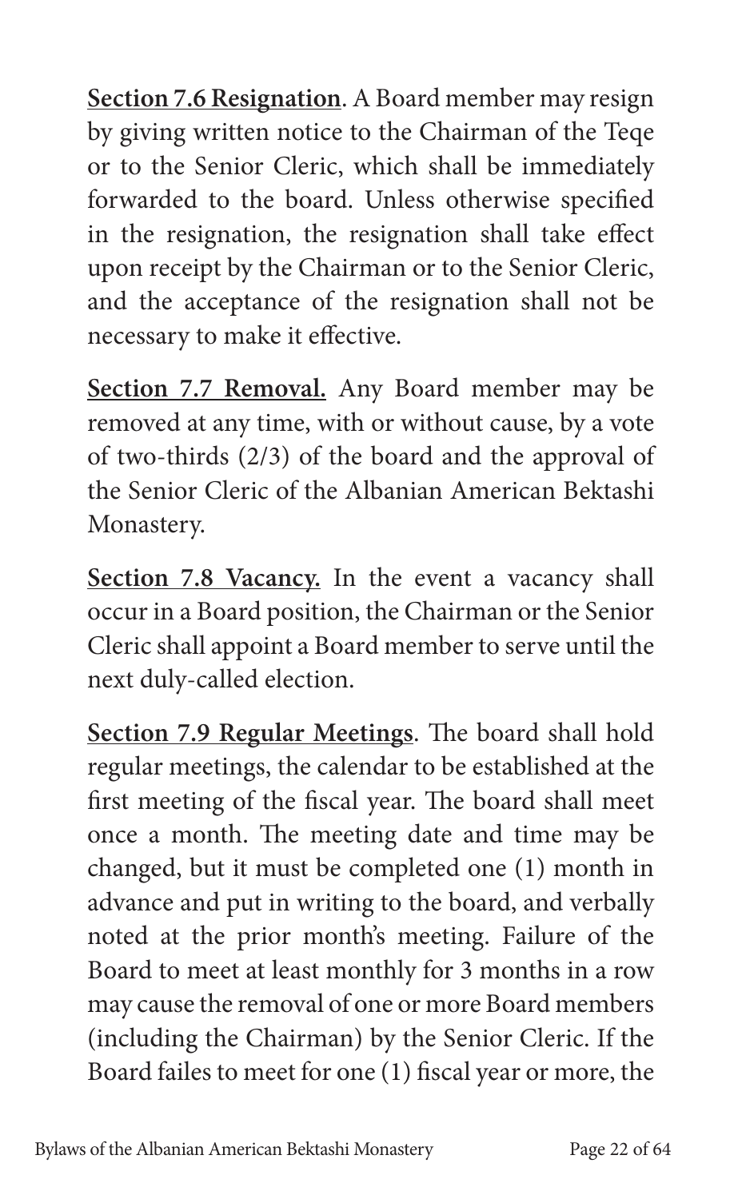**<u>Section 7.6 Resignation</u>**. A Board member may resign by giving written notice to the Chairman of the Teqe or to the Senior Cleric, which shall be immediately forwarded to the board. Unless otherwise specified in the resignation, the resignation shall take effect upon receipt by the Chairman or to the Senior Cleric, and the acceptance of the resignation shall not be necessary to make it effective.

**<u>Section 7.7 Removal.</u>** Any Board member may be removed at any time, with or without cause, by a vote of two-thirds (2/3) of the board and the approval of the Senior Cleric of the Albanian American Bektashi Monastery.

**<u>Section 7.8 Vacancy.</u>** In the event a vacancy shall occur in a Board position, the Chairman or the Senior Cleric shall appoint a Board member to serve until the next duly-called election.

**<u>Section 7.9 Regular Meetings</u>**. The board shall hold regular meetings, the calendar to be established at the first meeting of the fiscal year. The board shall meet once a month. The meeting date and time may be changed, but it must be completed one (1) month in advance and put in writing to the board, and verbally noted at the prior month's meeting. Failure of the Board to meet at least monthly for 3 months in a row may cause the removal of one or more Board members (including the Chairman) by the Senior Cleric. If the Board failes to meet for one (1) fiscal year or more, the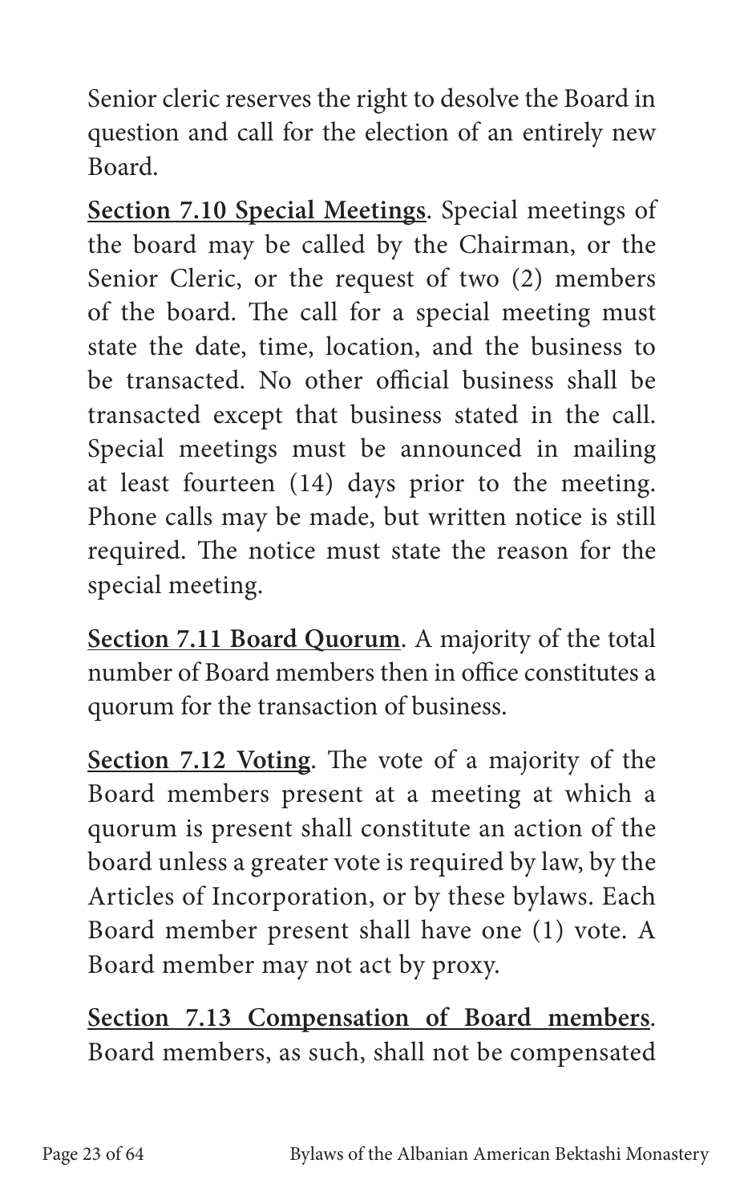Senior cleric reserves the right to desolve the Board in question and call for the election of an entirely new Board.

**Section 7.10 Special Meetings**. Special meetings of the board may be called by the Chairman, or the Senior Cleric, or the request of two (2) members of the board. The call for a special meeting must state the date, time, location, and the business to be transacted. No other official business shall be transacted except that business stated in the call. Special meetings must be announced in mailing at least fourteen (14) days prior to the meeting. Phone calls may be made, but written notice is still required. The notice must state the reason for the special meeting.

**Section 7.11 Board Quorum**. A majority of the total number of Board members then in office constitutes a quorum for the transaction of business.

**Section 7.12 Voting**. The vote of a majority of the Board members present at a meeting at which a quorum is present shall constitute an action of the board unless a greater vote is required by law, by the Articles of Incorporation, or by these bylaws. Each Board member present shall have one (1) vote. A Board member may not act by proxy.

**Section 7.13 Compensation of Board members**. Board members, as such, shall not be compensated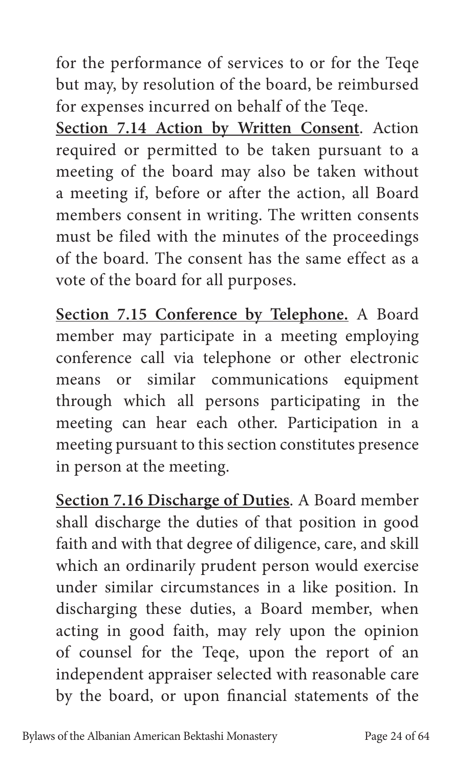for the performance of services to or for the Teqe but may, by resolution of the board, be reimbursed for expenses incurred on behalf of the Teqe.

**Section 7.14 Action by Written Consent**. Action required or permitted to be taken pursuant to a meeting of the board may also be taken without a meeting if, before or after the action, all Board members consent in writing. The written consents must be filed with the minutes of the proceedings of the board. The consent has the same effect as a vote of the board for all purposes.

**Section 7.15 Conference by Telephone.** A Board member may participate in a meeting employing conference call via telephone or other electronic means or similar communications equipment through which all persons participating in the meeting can hear each other. Participation in a meeting pursuant to this section constitutes presence in person at the meeting.

**Section 7.16 Discharge of Duties**. A Board member shall discharge the duties of that position in good faith and with that degree of diligence, care, and skill which an ordinarily prudent person would exercise under similar circumstances in a like position. In discharging these duties, a Board member, when acting in good faith, may rely upon the opinion of counsel for the Teqe, upon the report of an independent appraiser selected with reasonable care by the board, or upon financial statements of the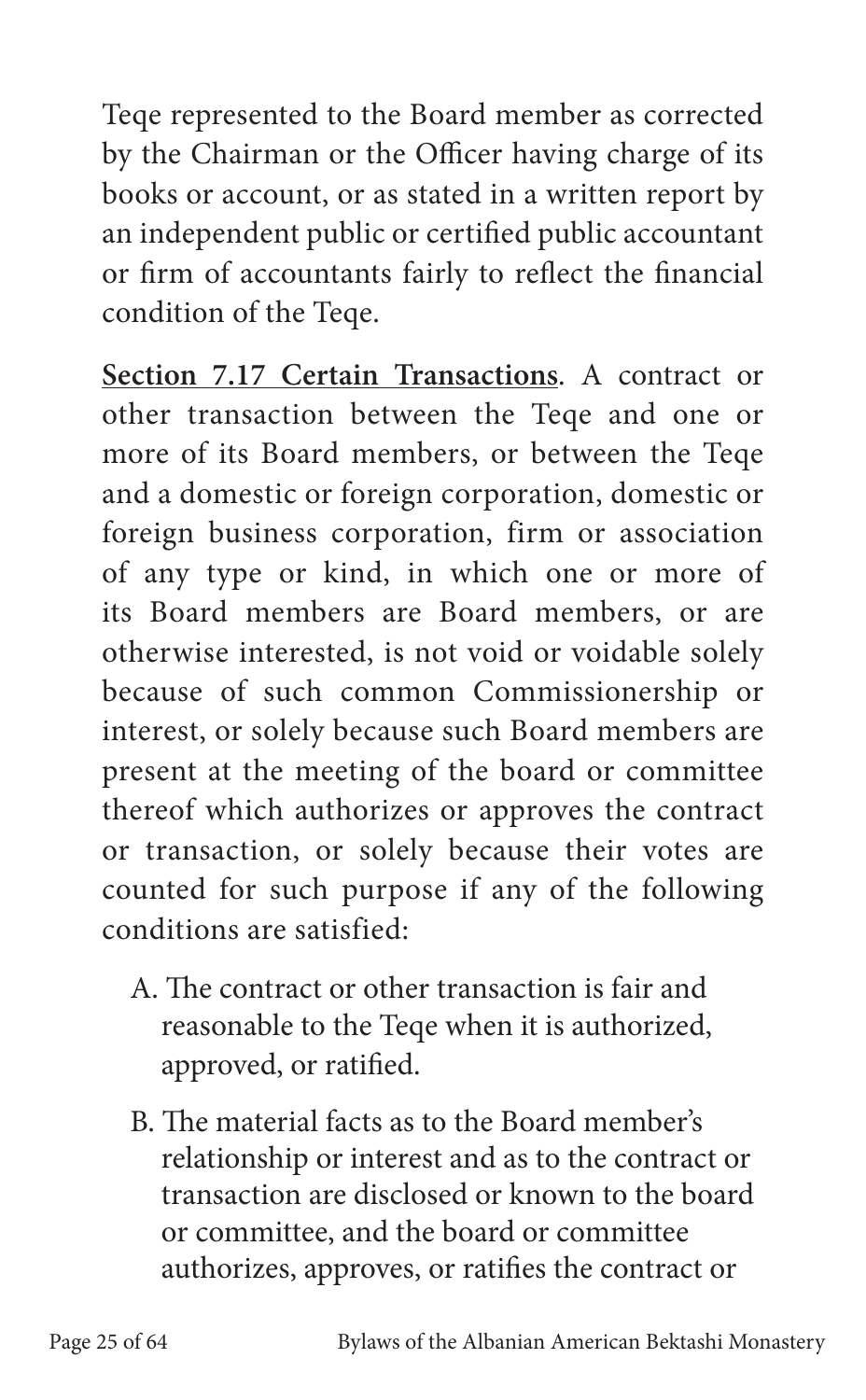Teqe represented to the Board member as corrected by the Chairman or the Officer having charge of its books or account, or as stated in a written report by an independent public or certified public accountant or firm of accountants fairly to reflect the financial condition of the Teqe.

**<u>Section 7.17 Certain Transactions</u>**. A contract or other transaction between the Teqe and one or more of its Board members, or between the Teqe and a domestic or foreign corporation, domestic or foreign business corporation, firm or association of any type or kind, in which one or more of its Board members are Board members, or are otherwise interested, is not void or voidable solely because of such common Commissionership or interest, or solely because such Board members are present at the meeting of the board or committee thereof which authorizes or approves the contract or transaction, or solely because their votes are counted for such purpose if any of the following conditions are satisfied:

A. The contract or other transaction is fair and reasonable to the Teqe when it is authorized, approved, or ratified.

B. The material facts as to the Board member's relationship or interest and as to the contract or transaction are disclosed or known to the board or committee, and the board or committee authorizes, approves, or ratifies the contract or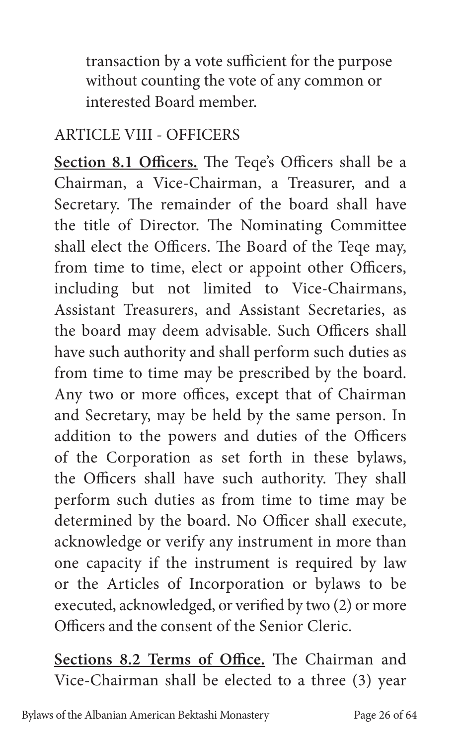transaction by a vote sufficient for the purpose without counting the vote of any common or interested Board member.

## ARTICLE VIII - OFFICERS

**Section 8.1 Officers.** The Teqe's Officers shall be a Chairman, a Vice-Chairman, a Treasurer, and a Secretary. The remainder of the board shall have the title of Director. The Nominating Committee shall elect the Officers. The Board of the Teqe may, from time to time, elect or appoint other Officers, including but not limited to Vice-Chairmans, Assistant Treasurers, and Assistant Secretaries, as the board may deem advisable. Such Officers shall have such authority and shall perform such duties as from time to time may be prescribed by the board. Any two or more offices, except that of Chairman and Secretary, may be held by the same person. In addition to the powers and duties of the Officers of the Corporation as set forth in these bylaws, the Officers shall have such authority. They shall perform such duties as from time to time may be determined by the board. No Officer shall execute, acknowledge or verify any instrument in more than one capacity if the instrument is required by law or the Articles of Incorporation or bylaws to be executed, acknowledged, or verified by two (2) or more Officers and the consent of the Senior Cleric.

**Sections 8.2 Terms of Office.** The Chairman and Vice-Chairman shall be elected to a three (3) year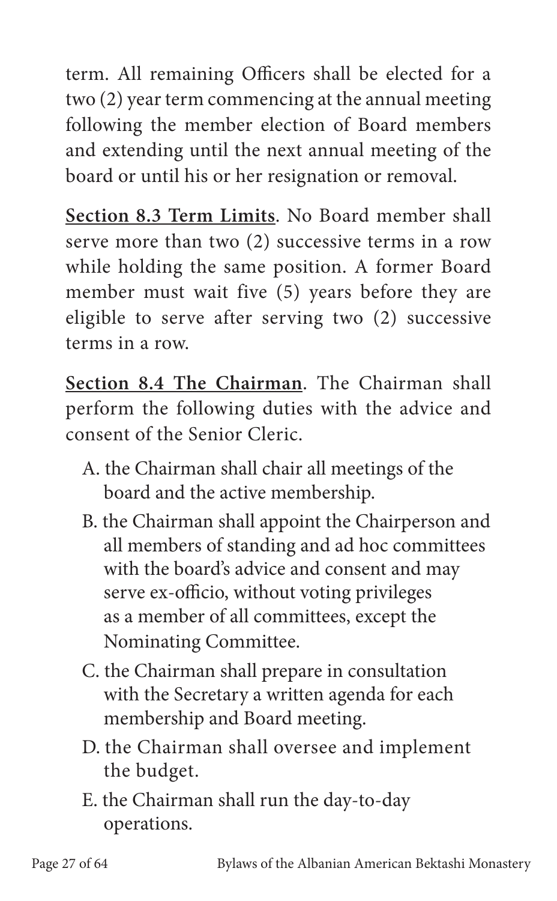term. All remaining Officers shall be elected for a two (2) year term commencing at the annual meeting following the member election of Board members and extending until the next annual meeting of the board or until his or her resignation or removal.

**<u>Section 8.3 Term Limits</u>**. No Board member shall serve more than two (2) successive terms in a row while holding the same position. A former Board member must wait five (5) years before they are eligible to serve after serving two (2) successive terms in a row.

**<u>Section 8.4 The Chairman</u>**. The Chairman shall perform the following duties with the advice and consent of the Senior Cleric.

A. the Chairman shall chair all meetings of the board and the active membership.

B. the Chairman shall appoint the Chairperson and all members of standing and ad hoc committees with the board's advice and consent and may serve ex-officio, without voting privileges as a member of all committees, except the Nominating Committee.

C. the Chairman shall prepare in consultation with the Secretary a written agenda for each membership and Board meeting.

D. the Chairman shall oversee and implement the budget.

E. the Chairman shall run the day-to-day operations.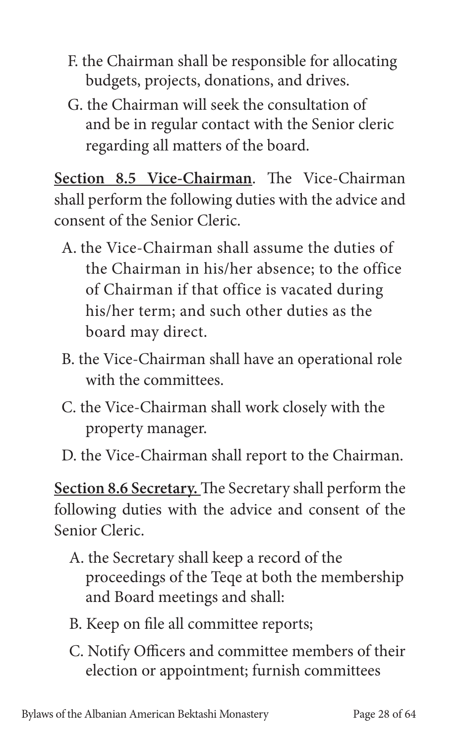F. the Chairman shall be responsible for allocating budgets, projects, donations, and drives.

G. the Chairman will seek the consultation of and be in regular contact with the Senior cleric regarding all matters of the board.

**Section 8.5 Vice-Chairman**. The Vice-Chairman shall perform the following duties with the advice and consent of the Senior Cleric.

A. the Vice-Chairman shall assume the duties of the Chairman in his/her absence; to the office of Chairman if that office is vacated during his/her term; and such other duties as the board may direct.

B. the Vice-Chairman shall have an operational role with the committees.

C. the Vice-Chairman shall work closely with the property manager.

D. the Vice-Chairman shall report to the Chairman.

**Section 8.6 Secretary.** The Secretary shall perform the following duties with the advice and consent of the Senior Cleric.

A. the Secretary shall keep a record of the proceedings of the Teqe at both the membership and Board meetings and shall:

B. Keep on file all committee reports;

C. Notify Officers and committee members of their election or appointment; furnish committees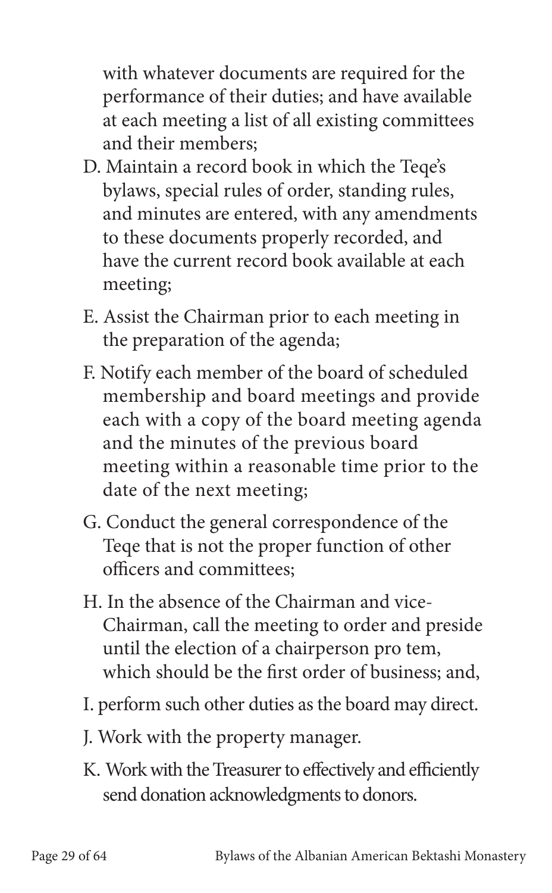with whatever documents are required for the performance of their duties; and have available at each meeting a list of all existing committees and their members;

D. Maintain a record book in which the Teqe's bylaws, special rules of order, standing rules, and minutes are entered, with any amendments to these documents properly recorded, and have the current record book available at each meeting;

E. Assist the Chairman prior to each meeting in the preparation of the agenda;

F. Notify each member of the board of scheduled membership and board meetings and provide each with a copy of the board meeting agenda and the minutes of the previous board meeting within a reasonable time prior to the date of the next meeting;

G. Conduct the general correspondence of the Teqe that is not the proper function of other officers and committees;

H. In the absence of the Chairman and vice-Chairman, call the meeting to order and preside until the election of a chairperson pro tem, which should be the first order of business; and,

I. perform such other duties as the board may direct.

J. Work with the property manager.

K. Work with the Treasurer to effectively and efficiently send donation acknowledgments to donors.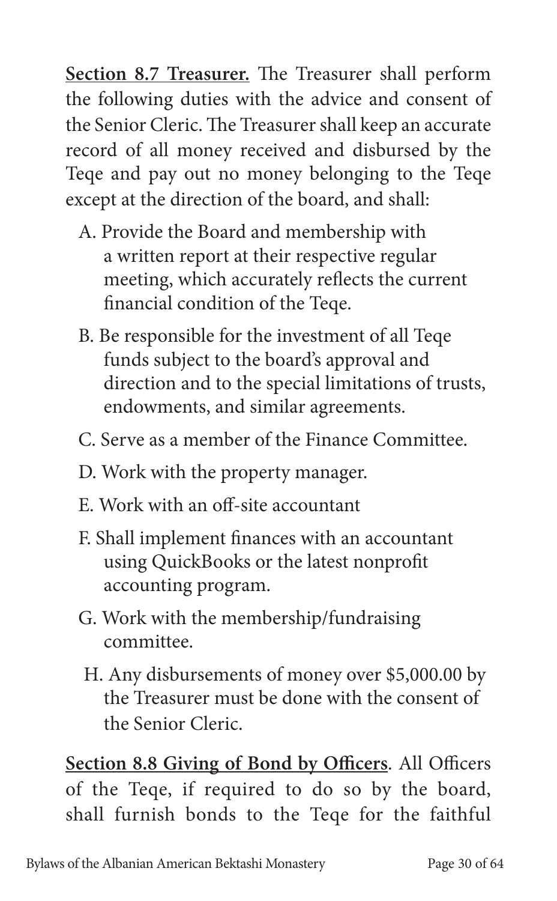**Section 8.7 Treasurer.** The Treasurer shall perform the following duties with the advice and consent of the Senior Cleric. The Treasurer shall keep an accurate record of all money received and disbursed by the Teqe and pay out no money belonging to the Teqe except at the direction of the board, and shall:

A. Provide the Board and membership with a written report at their respective regular meeting, which accurately reflects the current financial condition of the Teqe.

B. Be responsible for the investment of all Teqe funds subject to the board's approval and direction and to the special limitations of trusts, endowments, and similar agreements.

C. Serve as a member of the Finance Committee.

D. Work with the property manager.

E. Work with an off-site accountant

F. Shall implement finances with an accountant using QuickBooks or the latest nonprofit accounting program.

G. Work with the membership/fundraising committee.

H. Any disbursements of money over $5,000.00 by the Treasurer must be done with the consent of the Senior Cleric.

**Section 8.8 Giving of Bond by Officers**. All Officers of the Teqe, if required to do so by the board, shall furnish bonds to the Teqe for the faithful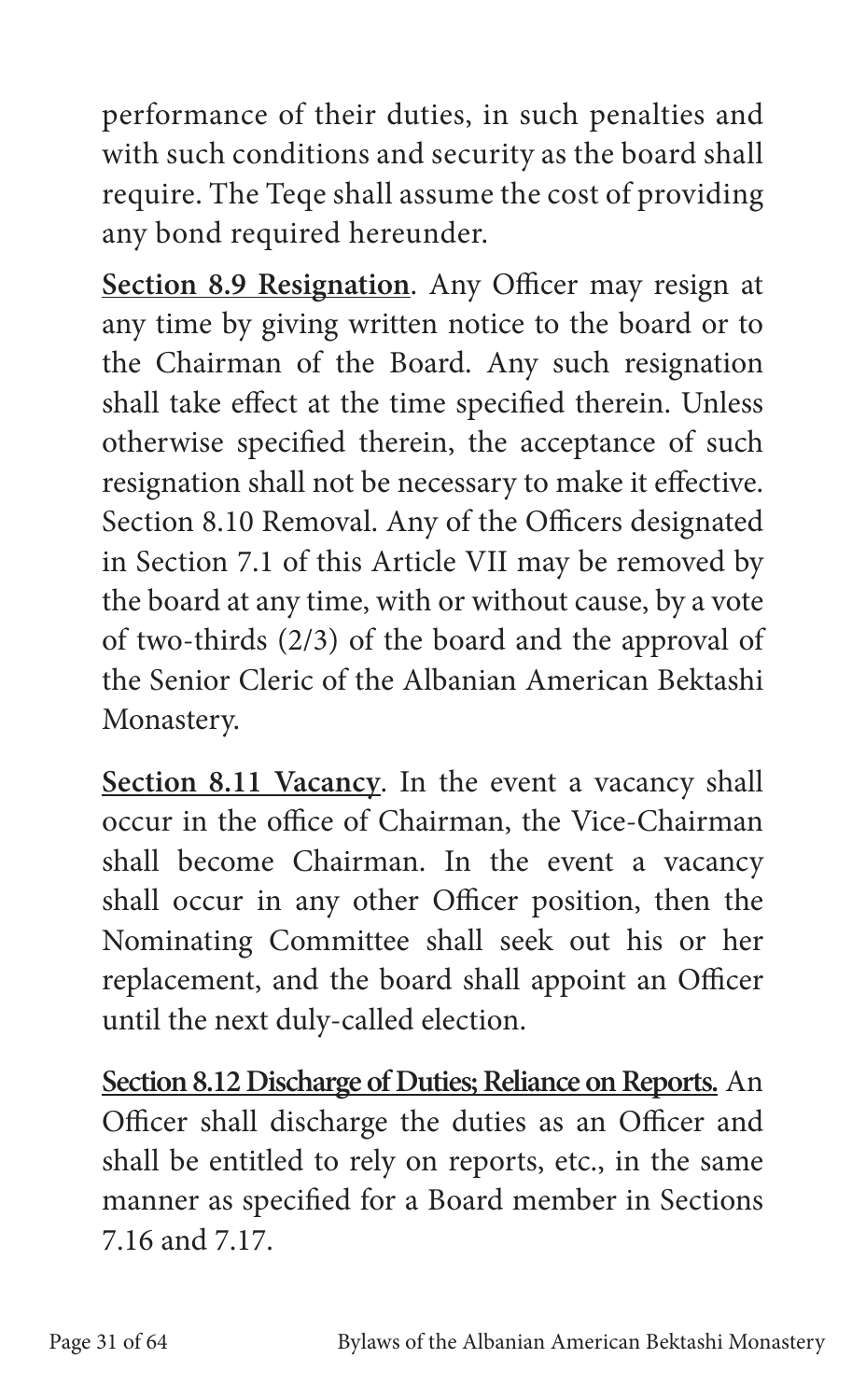performance of their duties, in such penalties and with such conditions and security as the board shall require. The Teqe shall assume the cost of providing any bond required hereunder.

**Section 8.9 Resignation**. Any Officer may resign at any time by giving written notice to the board or to the Chairman of the Board. Any such resignation shall take effect at the time specified therein. Unless otherwise specified therein, the acceptance of such resignation shall not be necessary to make it effective. Section 8.10 Removal. Any of the Officers designated in Section 7.1 of this Article VII may be removed by the board at any time, with or without cause, by a vote of two-thirds (2/3) of the board and the approval of the Senior Cleric of the Albanian American Bektashi Monastery.

**Section 8.11 Vacancy**. In the event a vacancy shall occur in the office of Chairman, the Vice-Chairman shall become Chairman. In the event a vacancy shall occur in any other Officer position, then the Nominating Committee shall seek out his or her replacement, and the board shall appoint an Officer until the next duly-called election.

**Section 8.12 Discharge of Duties; Reliance on Reports.** An Officer shall discharge the duties as an Officer and shall be entitled to rely on reports, etc., in the same manner as specified for a Board member in Sections 7.16 and 7.17.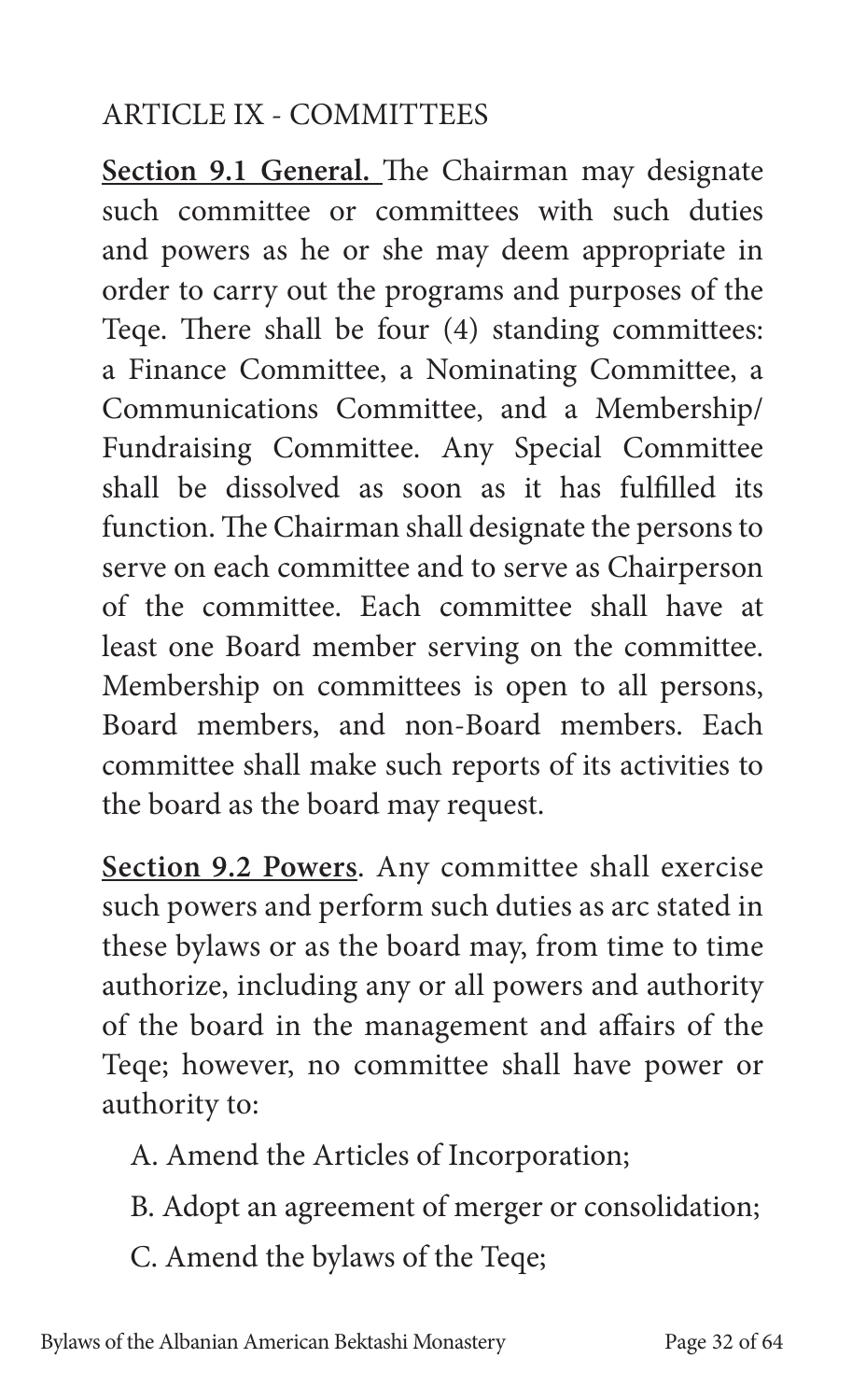## ARTICLE IX - COMMITTEES

**Section 9.1 General.** The Chairman may designate such committee or committees with such duties and powers as he or she may deem appropriate in order to carry out the programs and purposes of the Teqe. There shall be four (4) standing committees: a Finance Committee, a Nominating Committee, a Communications Committee, and a Membership/ Fundraising Committee. Any Special Committee shall be dissolved as soon as it has fulfilled its function. The Chairman shall designate the persons to serve on each committee and to serve as Chairperson of the committee. Each committee shall have at least one Board member serving on the committee. Membership on committees is open to all persons, Board members, and non-Board members. Each committee shall make such reports of its activities to the board as the board may request.

**Section 9.2 Powers**. Any committee shall exercise such powers and perform such duties as arc stated in these bylaws or as the board may, from time to time authorize, including any or all powers and authority of the board in the management and affairs of the Teqe; however, no committee shall have power or authority to:

A. Amend the Articles of Incorporation;

B. Adopt an agreement of merger or consolidation;

C. Amend the bylaws of the Teqe;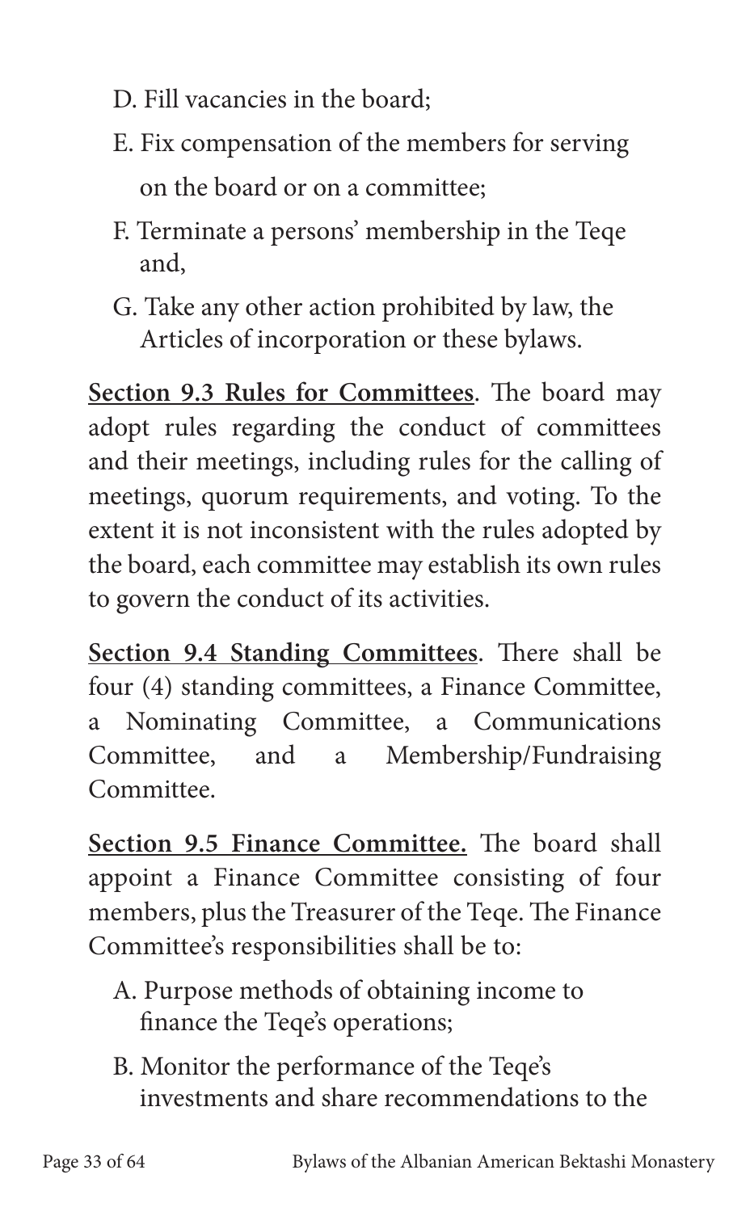D. Fill vacancies in the board;

E. Fix compensation of the members for serving on the board or on a committee;

F. Terminate a persons' membership in the Teqe and,

G. Take any other action prohibited by law, the Articles of incorporation or these bylaws.

**Section 9.3 Rules for Committees**. The board may adopt rules regarding the conduct of committees and their meetings, including rules for the calling of meetings, quorum requirements, and voting. To the extent it is not inconsistent with the rules adopted by the board, each committee may establish its own rules to govern the conduct of its activities.

**Section 9.4 Standing Committees**. There shall be four (4) standing committees, a Finance Committee, a Nominating Committee, a Communications Committee, and a Membership/Fundraising Committee.

**Section 9.5 Finance Committee.** The board shall appoint a Finance Committee consisting of four members, plus the Treasurer of the Teqe. The Finance Committee's responsibilities shall be to:

A. Purpose methods of obtaining income to finance the Teqe's operations;

B. Monitor the performance of the Teqe's investments and share recommendations to the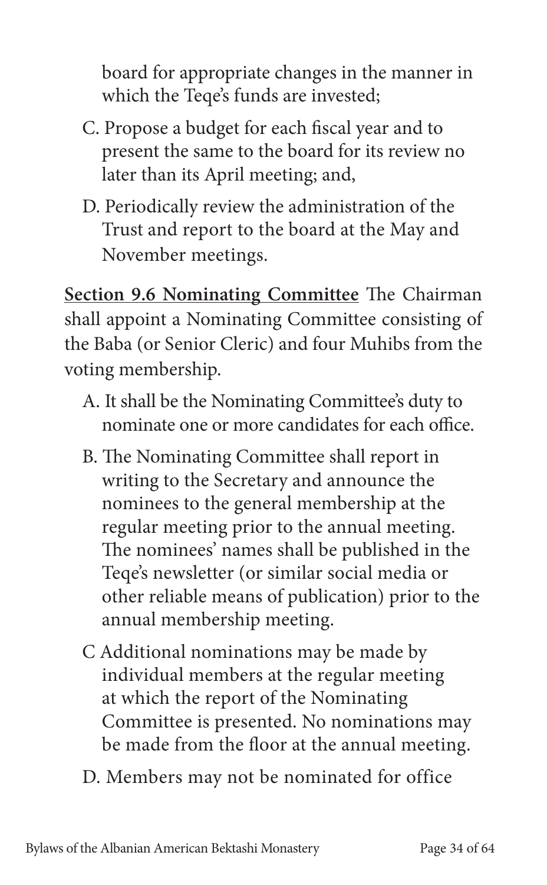board for appropriate changes in the manner in which the Teqe's funds are invested;

C. Propose a budget for each fiscal year and to present the same to the board for its review no later than its April meeting; and,

D. Periodically review the administration of the Trust and report to the board at the May and November meetings.

**Section 9.6 Nominating Committee** The Chairman shall appoint a Nominating Committee consisting of the Baba (or Senior Cleric) and four Muhibs from the voting membership.

A. It shall be the Nominating Committee's duty to nominate one or more candidates for each office.

B. The Nominating Committee shall report in writing to the Secretary and announce the nominees to the general membership at the regular meeting prior to the annual meeting. The nominees' names shall be published in the Teqe's newsletter (or similar social media or other reliable means of publication) prior to the annual membership meeting.

C Additional nominations may be made by individual members at the regular meeting at which the report of the Nominating Committee is presented. No nominations may be made from the floor at the annual meeting.

D. Members may not be nominated for office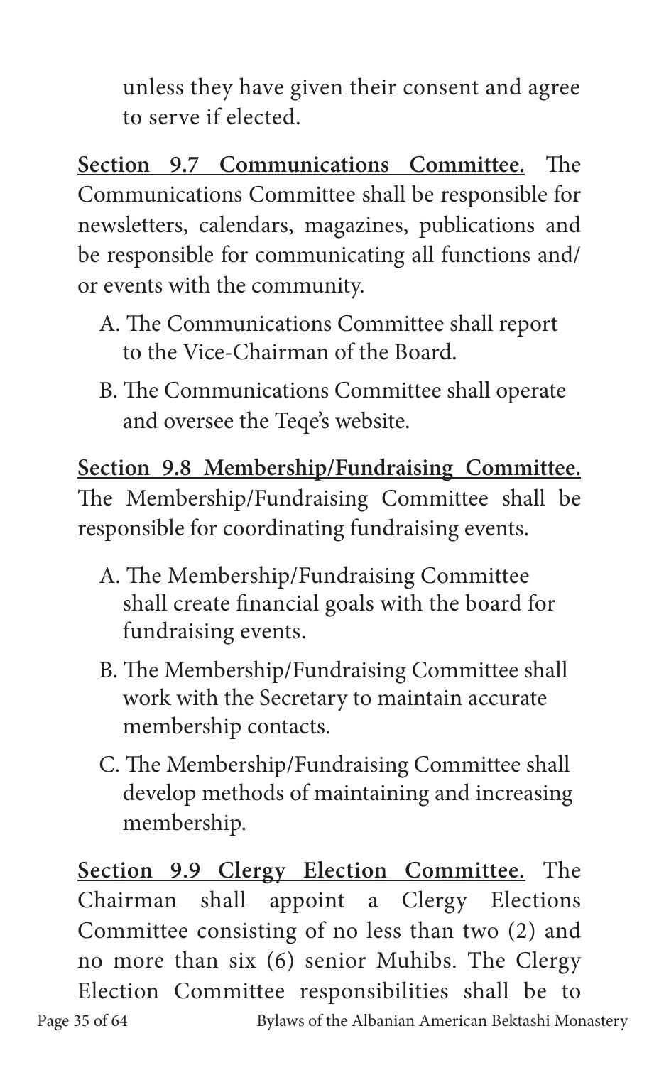unless they have given their consent and agree to serve if elected.

**<u>Section 9.7 Communications Committee.</u>** The Communications Committee shall be responsible for newsletters, calendars, magazines, publications and be responsible for communicating all functions and/ or events with the community.

A. The Communications Committee shall report to the Vice-Chairman of the Board.

B. The Communications Committee shall operate and oversee the Teqe's website.

**<u>Section 9.8 Membership/Fundraising Committee.</u>** The Membership/Fundraising Committee shall be responsible for coordinating fundraising events.

A. The Membership/Fundraising Committee shall create financial goals with the board for fundraising events.

B. The Membership/Fundraising Committee shall work with the Secretary to maintain accurate membership contacts.

C. The Membership/Fundraising Committee shall develop methods of maintaining and increasing membership.

**<u>Section 9.9 Clergy Election Committee.</u>** The Chairman shall appoint a Clergy Elections Committee consisting of no less than two (2) and no more than six (6) senior Muhibs. The Clergy Election Committee responsibilities shall be to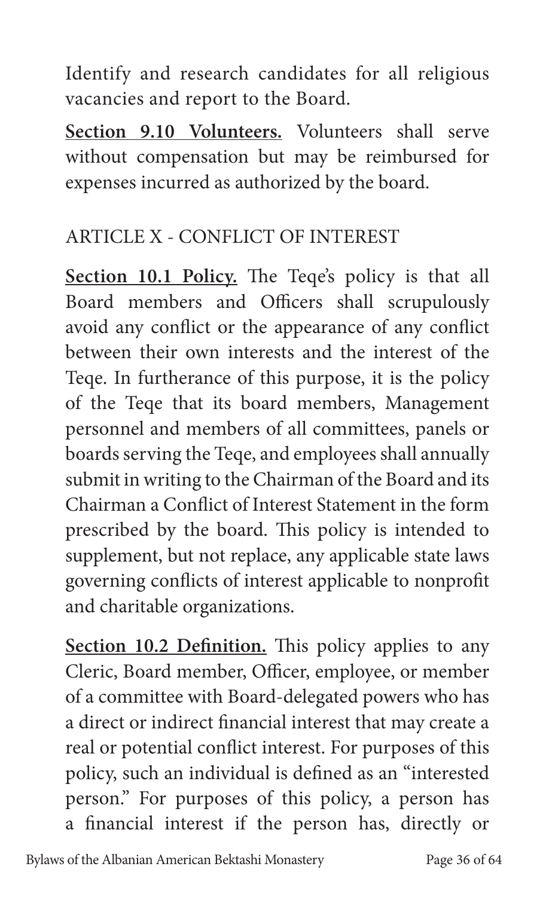Identify and research candidates for all religious vacancies and report to the Board.

**Section 9.10 Volunteers.** Volunteers shall serve without compensation but may be reimbursed for expenses incurred as authorized by the board.

## ARTICLE X - CONFLICT OF INTEREST

**Section 10.1 Policy.** The Teqe's policy is that all Board members and Officers shall scrupulously avoid any conflict or the appearance of any conflict between their own interests and the interest of the Teqe. In furtherance of this purpose, it is the policy of the Teqe that its board members, Management personnel and members of all committees, panels or boards serving the Teqe, and employees shall annually submit in writing to the Chairman of the Board and its Chairman a Conflict of Interest Statement in the form prescribed by the board. This policy is intended to supplement, but not replace, any applicable state laws governing conflicts of interest applicable to nonprofit and charitable organizations.

**Section 10.2 Definition.** This policy applies to any Cleric, Board member, Officer, employee, or member of a committee with Board-delegated powers who has a direct or indirect financial interest that may create a real or potential conflict interest. For purposes of this policy, such an individual is defined as an "interested person." For purposes of this policy, a person has a financial interest if the person has, directly or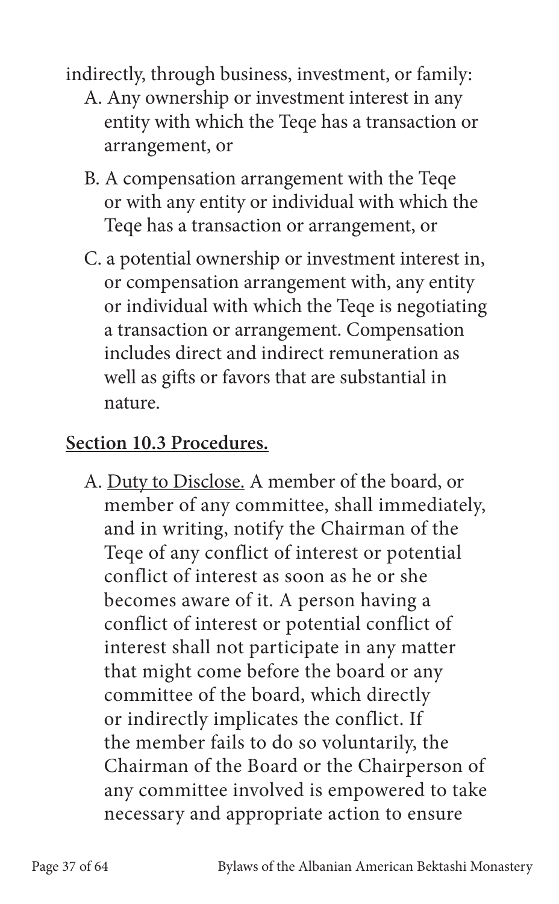indirectly, through business, investment, or family:

A. Any ownership or investment interest in any entity with which the Teqe has a transaction or arrangement, or

B. A compensation arrangement with the Teqe or with any entity or individual with which the Teqe has a transaction or arrangement, or

C. a potential ownership or investment interest in, or compensation arrangement with, any entity or individual with which the Teqe is negotiating a transaction or arrangement. Compensation includes direct and indirect remuneration as well as gifts or favors that are substantial in nature.

**Section 10.3 Procedures.**

A. Duty to Disclose. A member of the board, or member of any committee, shall immediately, and in writing, notify the Chairman of the Teqe of any conflict of interest or potential conflict of interest as soon as he or she becomes aware of it. A person having a conflict of interest or potential conflict of interest shall not participate in any matter that might come before the board or any committee of the board, which directly or indirectly implicates the conflict. If the member fails to do so voluntarily, the Chairman of the Board or the Chairperson of any committee involved is empowered to take necessary and appropriate action to ensure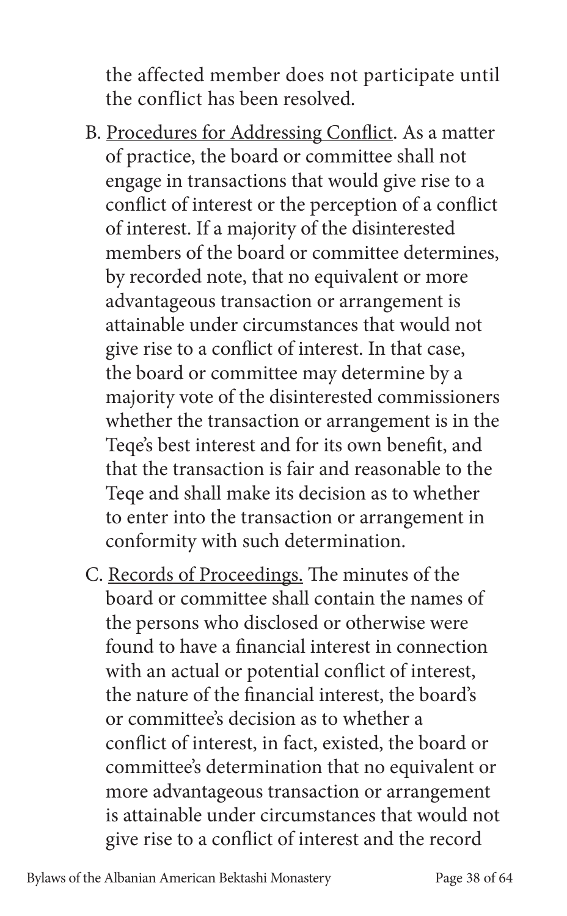the affected member does not participate until the conflict has been resolved.

B. Procedures for Addressing Conflict. As a matter of practice, the board or committee shall not engage in transactions that would give rise to a conflict of interest or the perception of a conflict of interest. If a majority of the disinterested members of the board or committee determines, by recorded note, that no equivalent or more advantageous transaction or arrangement is attainable under circumstances that would not give rise to a conflict of interest. In that case, the board or committee may determine by a majority vote of the disinterested commissioners whether the transaction or arrangement is in the Teqe's best interest and for its own benefit, and that the transaction is fair and reasonable to the Teqe and shall make its decision as to whether to enter into the transaction or arrangement in conformity with such determination.

C. Records of Proceedings. The minutes of the board or committee shall contain the names of the persons who disclosed or otherwise were found to have a financial interest in connection with an actual or potential conflict of interest, the nature of the financial interest, the board's or committee's decision as to whether a conflict of interest, in fact, existed, the board or committee's determination that no equivalent or more advantageous transaction or arrangement is attainable under circumstances that would not give rise to a conflict of interest and the record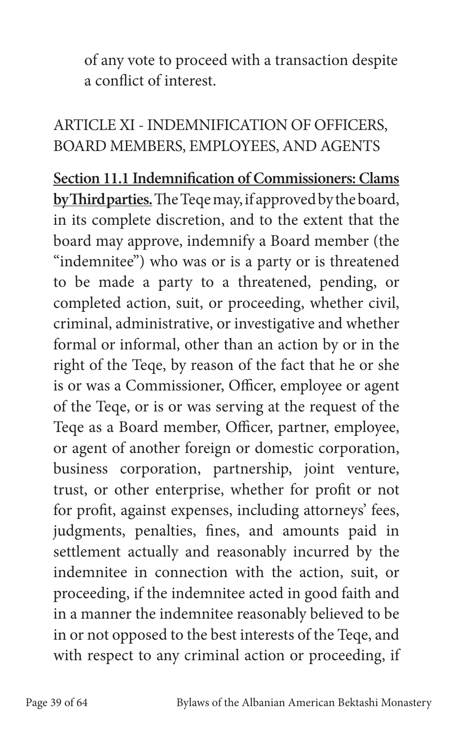of any vote to proceed with a transaction despite a conflict of interest.

## ARTICLE XI - INDEMNIFICATION OF OFFICERS, BOARD MEMBERS, EMPLOYEES, AND AGENTS

**Section 11.1 Indemnification of Commissioners: Clams by Third parties.** The Teqe may, if approved by the board, in its complete discretion, and to the extent that the board may approve, indemnify a Board member (the "indemnitee") who was or is a party or is threatened to be made a party to a threatened, pending, or completed action, suit, or proceeding, whether civil, criminal, administrative, or investigative and whether formal or informal, other than an action by or in the right of the Teqe, by reason of the fact that he or she is or was a Commissioner, Officer, employee or agent of the Teqe, or is or was serving at the request of the Teqe as a Board member, Officer, partner, employee, or agent of another foreign or domestic corporation, business corporation, partnership, joint venture, trust, or other enterprise, whether for profit or not for profit, against expenses, including attorneys' fees, judgments, penalties, fines, and amounts paid in settlement actually and reasonably incurred by the indemnitee in connection with the action, suit, or proceeding, if the indemnitee acted in good faith and in a manner the indemnitee reasonably believed to be in or not opposed to the best interests of the Teqe, and with respect to any criminal action or proceeding, if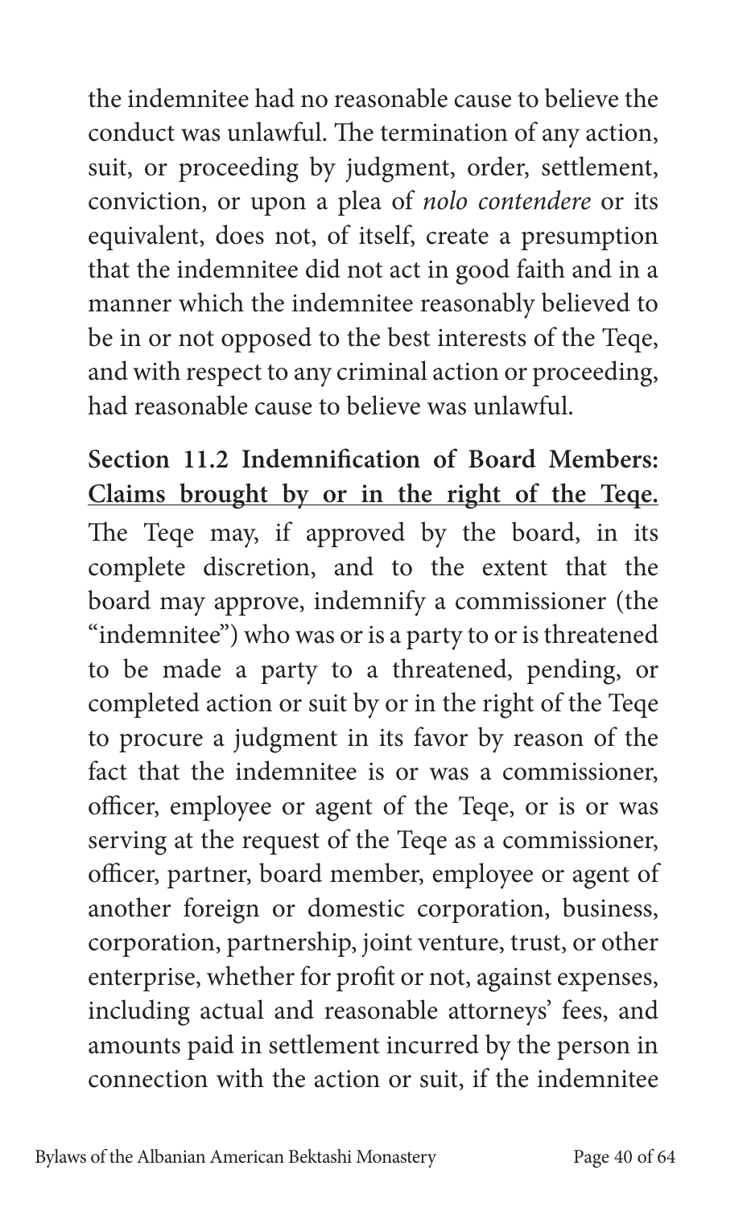the indemnitee had no reasonable cause to believe the conduct was unlawful. The termination of any action, suit, or proceeding by judgment, order, settlement, conviction, or upon a plea of *nolo contendere* or its equivalent, does not, of itself, create a presumption that the indemnitee did not act in good faith and in a manner which the indemnitee reasonably believed to be in or not opposed to the best interests of the Teqe, and with respect to any criminal action or proceeding, had reasonable cause to believe was unlawful.

**Section 11.2 Indemnification of Board Members: <u>Claims brought by or in the right of the Teqe.</u>** The Teqe may, if approved by the board, in its complete discretion, and to the extent that the board may approve, indemnify a commissioner (the "indemnitee") who was or is a party to or is threatened to be made a party to a threatened, pending, or completed action or suit by or in the right of the Teqe to procure a judgment in its favor by reason of the fact that the indemnitee is or was a commissioner, officer, employee or agent of the Teqe, or is or was serving at the request of the Teqe as a commissioner, officer, partner, board member, employee or agent of another foreign or domestic corporation, business, corporation, partnership, joint venture, trust, or other enterprise, whether for profit or not, against expenses, including actual and reasonable attorneys' fees, and amounts paid in settlement incurred by the person in connection with the action or suit, if the indemnitee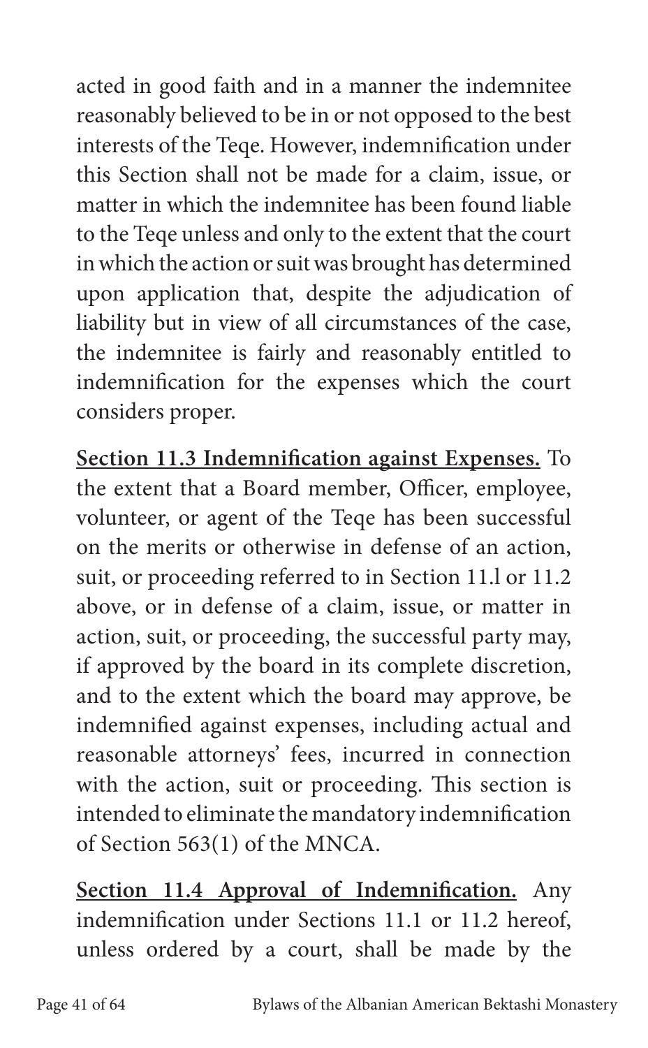acted in good faith and in a manner the indemnitee reasonably believed to be in or not opposed to the best interests of the Teqe. However, indemnification under this Section shall not be made for a claim, issue, or matter in which the indemnitee has been found liable to the Teqe unless and only to the extent that the court in which the action or suit was brought has determined upon application that, despite the adjudication of liability but in view of all circumstances of the case, the indemnitee is fairly and reasonably entitled to indemnification for the expenses which the court considers proper.

**Section 11.3 Indemnification against Expenses.** To the extent that a Board member, Officer, employee, volunteer, or agent of the Teqe has been successful on the merits or otherwise in defense of an action, suit, or proceeding referred to in Section 11.l or 11.2 above, or in defense of a claim, issue, or matter in action, suit, or proceeding, the successful party may, if approved by the board in its complete discretion, and to the extent which the board may approve, be indemnified against expenses, including actual and reasonable attorneys' fees, incurred in connection with the action, suit or proceeding. This section is intended to eliminate the mandatory indemnification of Section 563(1) of the MNCA.

**Section 11.4 Approval of Indemnification.** Any indemnification under Sections 11.1 or 11.2 hereof, unless ordered by a court, shall be made by the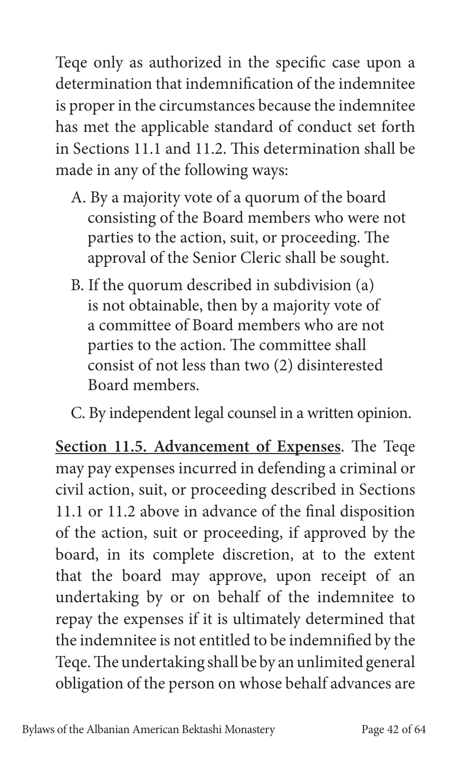Teqe only as authorized in the specific case upon a determination that indemnification of the indemnitee is proper in the circumstances because the indemnitee has met the applicable standard of conduct set forth in Sections 11.1 and 11.2. This determination shall be made in any of the following ways:

A. By a majority vote of a quorum of the board consisting of the Board members who were not parties to the action, suit, or proceeding. The approval of the Senior Cleric shall be sought.

B. If the quorum described in subdivision (a) is not obtainable, then by a majority vote of a committee of Board members who are not parties to the action. The committee shall consist of not less than two (2) disinterested Board members.

C. By independent legal counsel in a written opinion.

**<u>Section 11.5. Advancement of Expenses</u>**. The Teqe may pay expenses incurred in defending a criminal or civil action, suit, or proceeding described in Sections 11.1 or 11.2 above in advance of the final disposition of the action, suit or proceeding, if approved by the board, in its complete discretion, at to the extent that the board may approve, upon receipt of an undertaking by or on behalf of the indemnitee to repay the expenses if it is ultimately determined that the indemnitee is not entitled to be indemnified by the Teqe. The undertaking shall be by an unlimited general obligation of the person on whose behalf advances are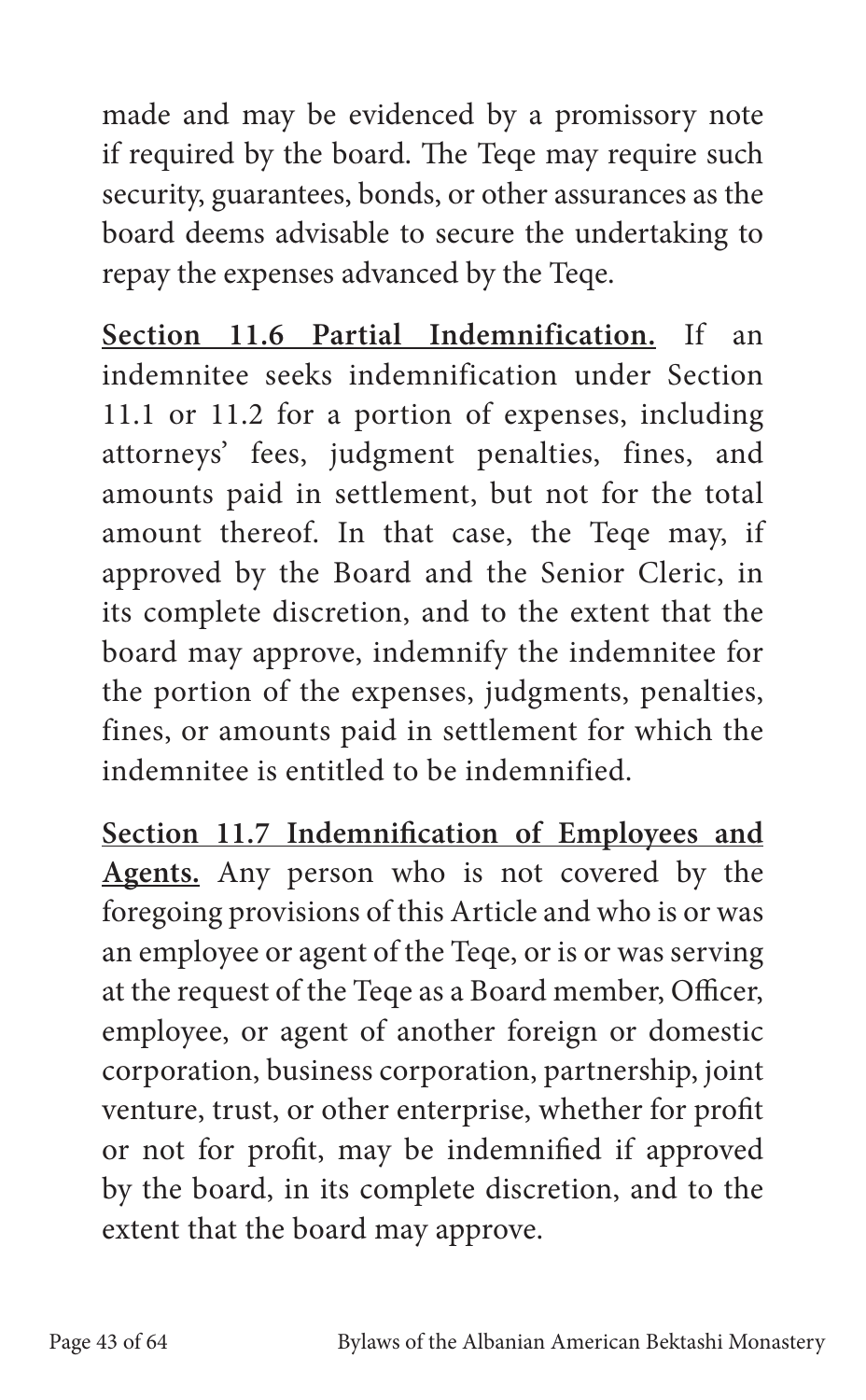made and may be evidenced by a promissory note if required by the board. The Teqe may require such security, guarantees, bonds, or other assurances as the board deems advisable to secure the undertaking to repay the expenses advanced by the Teqe.

**Section 11.6 Partial Indemnification.** If an indemnitee seeks indemnification under Section 11.1 or 11.2 for a portion of expenses, including attorneys' fees, judgment penalties, fines, and amounts paid in settlement, but not for the total amount thereof. In that case, the Teqe may, if approved by the Board and the Senior Cleric, in its complete discretion, and to the extent that the board may approve, indemnify the indemnitee for the portion of the expenses, judgments, penalties, fines, or amounts paid in settlement for which the indemnitee is entitled to be indemnified.

**Section 11.7 Indemnification of Employees and Agents.** Any person who is not covered by the foregoing provisions of this Article and who is or was an employee or agent of the Teqe, or is or was serving at the request of the Teqe as a Board member, Officer, employee, or agent of another foreign or domestic corporation, business corporation, partnership, joint venture, trust, or other enterprise, whether for profit or not for profit, may be indemnified if approved by the board, in its complete discretion, and to the extent that the board may approve.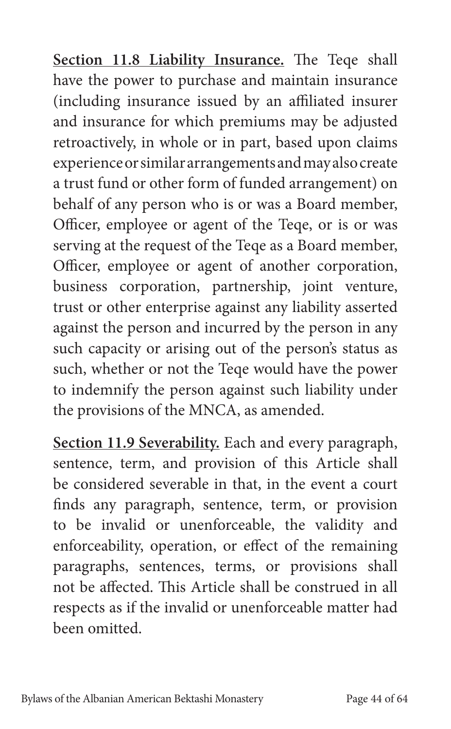**<u>Section 11.8 Liability Insurance.</u>** The Teqe shall have the power to purchase and maintain insurance (including insurance issued by an affiliated insurer and insurance for which premiums may be adjusted retroactively, in whole or in part, based upon claims experience or similar arrangements and may also create a trust fund or other form of funded arrangement) on behalf of any person who is or was a Board member, Officer, employee or agent of the Teqe, or is or was serving at the request of the Teqe as a Board member, Officer, employee or agent of another corporation, business corporation, partnership, joint venture, trust or other enterprise against any liability asserted against the person and incurred by the person in any such capacity or arising out of the person's status as such, whether or not the Teqe would have the power to indemnify the person against such liability under the provisions of the MNCA, as amended.

**<u>Section 11.9 Severability.</u>** Each and every paragraph, sentence, term, and provision of this Article shall be considered severable in that, in the event a court finds any paragraph, sentence, term, or provision to be invalid or unenforceable, the validity and enforceability, operation, or effect of the remaining paragraphs, sentences, terms, or provisions shall not be affected. This Article shall be construed in all respects as if the invalid or unenforceable matter had been omitted.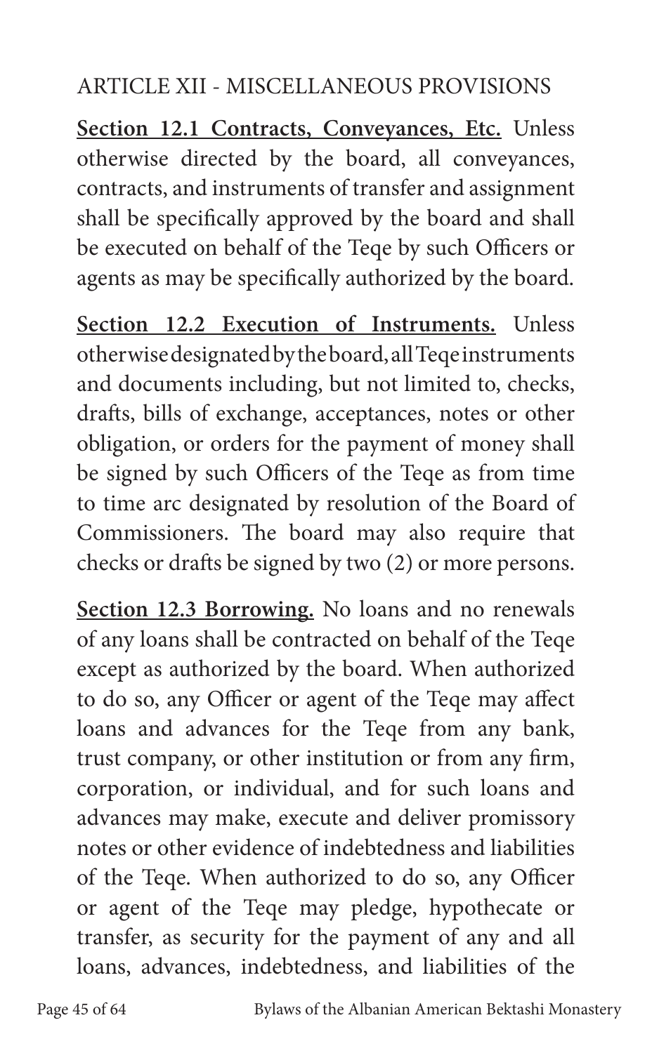## ARTICLE XII - MISCELLANEOUS PROVISIONS

**Section 12.1 Contracts, Conveyances, Etc.** Unless otherwise directed by the board, all conveyances, contracts, and instruments of transfer and assignment shall be specifically approved by the board and shall be executed on behalf of the Teqe by such Officers or agents as may be specifically authorized by the board.

**Section 12.2 Execution of Instruments.** Unless otherwise designated by the board, all Teqe instruments and documents including, but not limited to, checks, drafts, bills of exchange, acceptances, notes or other obligation, or orders for the payment of money shall be signed by such Officers of the Teqe as from time to time arc designated by resolution of the Board of Commissioners. The board may also require that checks or drafts be signed by two (2) or more persons.

**Section 12.3 Borrowing.** No loans and no renewals of any loans shall be contracted on behalf of the Teqe except as authorized by the board. When authorized to do so, any Officer or agent of the Teqe may affect loans and advances for the Teqe from any bank, trust company, or other institution or from any firm, corporation, or individual, and for such loans and advances may make, execute and deliver promissory notes or other evidence of indebtedness and liabilities of the Teqe. When authorized to do so, any Officer or agent of the Teqe may pledge, hypothecate or transfer, as security for the payment of any and all loans, advances, indebtedness, and liabilities of the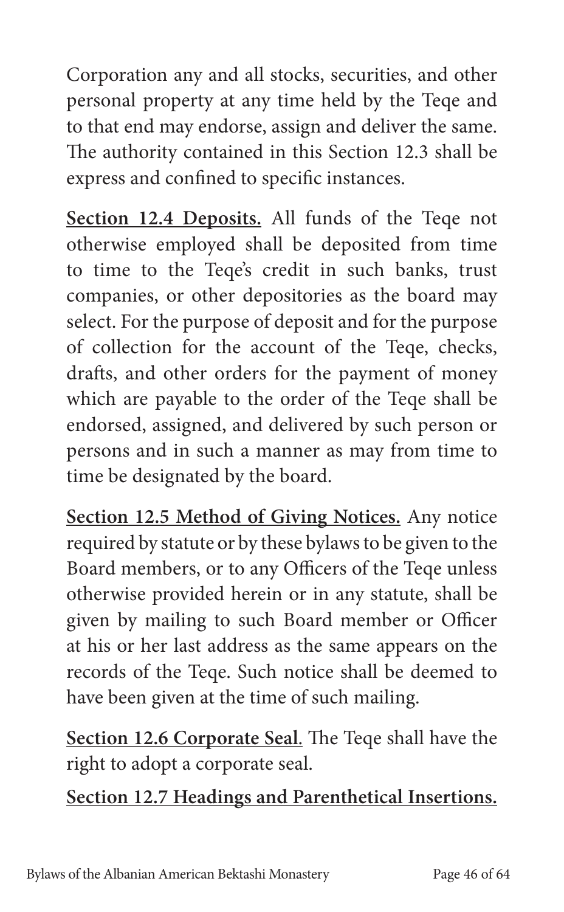Corporation any and all stocks, securities, and other personal property at any time held by the Teqe and to that end may endorse, assign and deliver the same. The authority contained in this Section 12.3 shall be express and confined to specific instances.

**Section 12.4 Deposits.** All funds of the Teqe not otherwise employed shall be deposited from time to time to the Teqe's credit in such banks, trust companies, or other depositories as the board may select. For the purpose of deposit and for the purpose of collection for the account of the Teqe, checks, drafts, and other orders for the payment of money which are payable to the order of the Teqe shall be endorsed, assigned, and delivered by such person or persons and in such a manner as may from time to time be designated by the board.

**Section 12.5 Method of Giving Notices.** Any notice required by statute or by these bylaws to be given to the Board members, or to any Officers of the Teqe unless otherwise provided herein or in any statute, shall be given by mailing to such Board member or Officer at his or her last address as the same appears on the records of the Teqe. Such notice shall be deemed to have been given at the time of such mailing.

**Section 12.6 Corporate Seal**. The Teqe shall have the right to adopt a corporate seal.

**Section 12.7 Headings and Parenthetical Insertions.**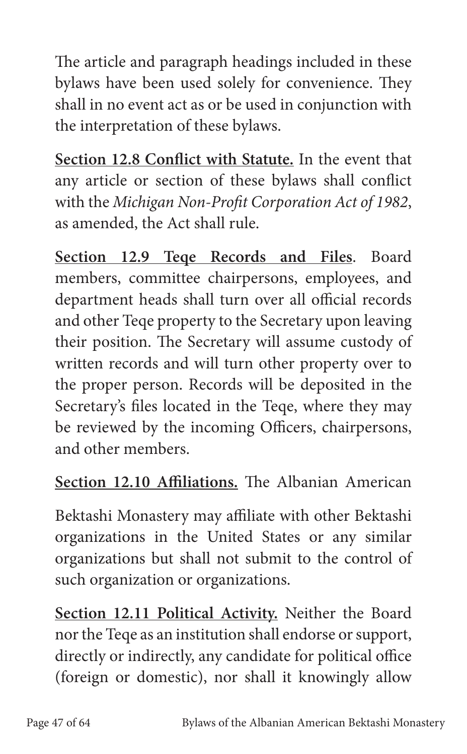The article and paragraph headings included in these bylaws have been used solely for convenience. They shall in no event act as or be used in conjunction with the interpretation of these bylaws.

**Section 12.8 Conflict with Statute.** In the event that any article or section of these bylaws shall conflict with the *Michigan Non-Profit Corporation Act of 1982*, as amended, the Act shall rule.

**Section 12.9 Teqe Records and Files**. Board members, committee chairpersons, employees, and department heads shall turn over all official records and other Teqe property to the Secretary upon leaving their position. The Secretary will assume custody of written records and will turn other property over to the proper person. Records will be deposited in the Secretary's files located in the Teqe, where they may be reviewed by the incoming Officers, chairpersons, and other members.

**Section 12.10 Affiliations.** The Albanian American Bektashi Monastery may affiliate with other Bektashi organizations in the United States or any similar organizations but shall not submit to the control of such organization or organizations.

**Section 12.11 Political Activity.** Neither the Board nor the Teqe as an institution shall endorse or support, directly or indirectly, any candidate for political office (foreign or domestic), nor shall it knowingly allow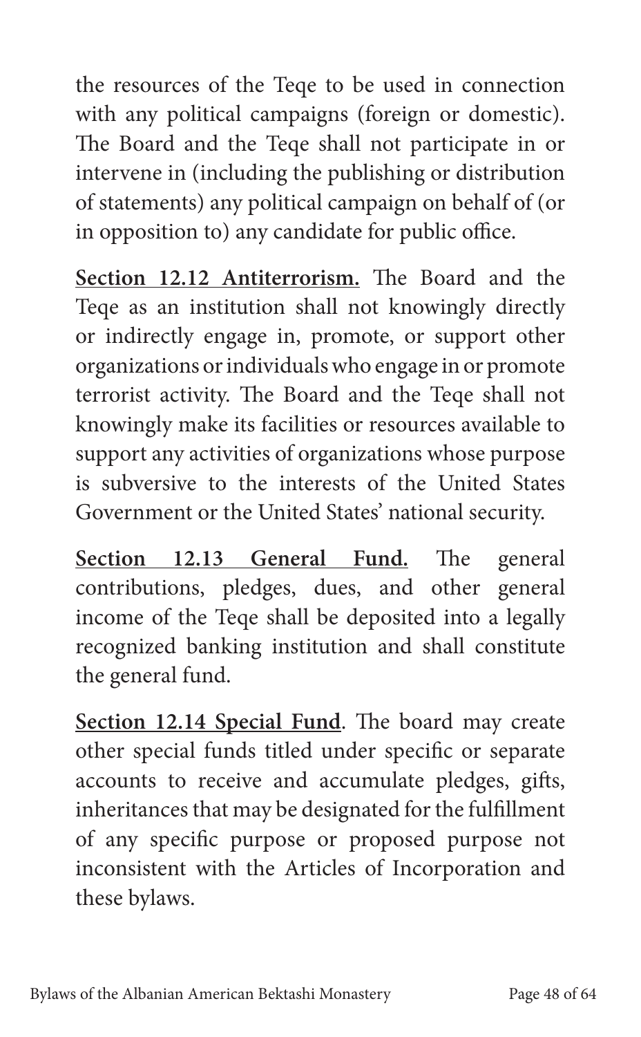the resources of the Teqe to be used in connection with any political campaigns (foreign or domestic). The Board and the Teqe shall not participate in or intervene in (including the publishing or distribution of statements) any political campaign on behalf of (or in opposition to) any candidate for public office.

**Section 12.12 Antiterrorism.** The Board and the Teqe as an institution shall not knowingly directly or indirectly engage in, promote, or support other organizations or individuals who engage in or promote terrorist activity. The Board and the Teqe shall not knowingly make its facilities or resources available to support any activities of organizations whose purpose is subversive to the interests of the United States Government or the United States' national security.

**Section 12.13 General Fund.** The general contributions, pledges, dues, and other general income of the Teqe shall be deposited into a legally recognized banking institution and shall constitute the general fund.

**Section 12.14 Special Fund**. The board may create other special funds titled under specific or separate accounts to receive and accumulate pledges, gifts, inheritances that may be designated for the fulfillment of any specific purpose or proposed purpose not inconsistent with the Articles of Incorporation and these bylaws.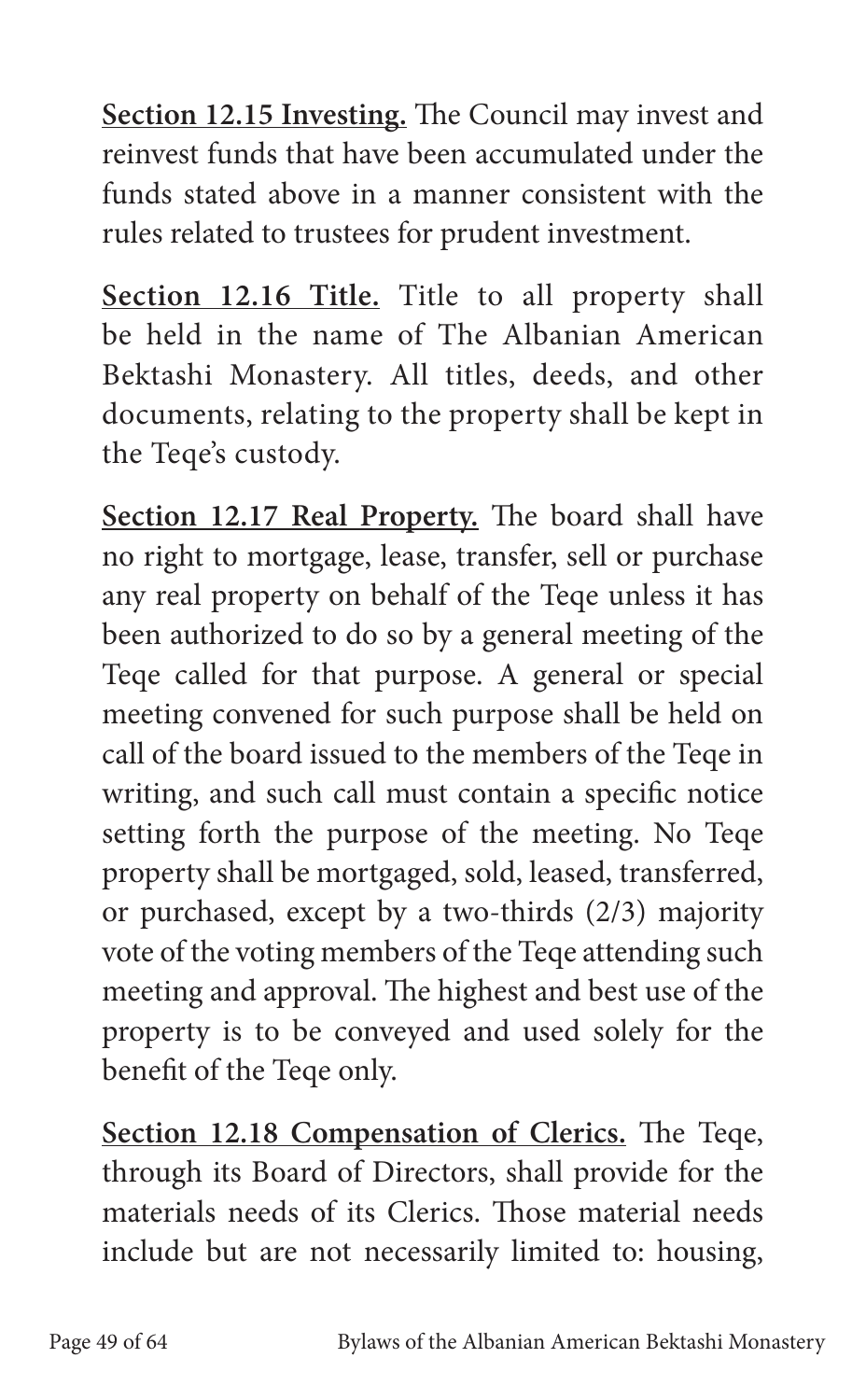**<u>Section 12.15 Investing.</u>** The Council may invest and reinvest funds that have been accumulated under the funds stated above in a manner consistent with the rules related to trustees for prudent investment.

**<u>Section 12.16 Title.</u>** Title to all property shall be held in the name of The Albanian American Bektashi Monastery. All titles, deeds, and other documents, relating to the property shall be kept in the Teqe's custody.

**<u>Section 12.17 Real Property.</u>** The board shall have no right to mortgage, lease, transfer, sell or purchase any real property on behalf of the Teqe unless it has been authorized to do so by a general meeting of the Teqe called for that purpose. A general or special meeting convened for such purpose shall be held on call of the board issued to the members of the Teqe in writing, and such call must contain a specific notice setting forth the purpose of the meeting. No Teqe property shall be mortgaged, sold, leased, transferred, or purchased, except by a two-thirds (2/3) majority vote of the voting members of the Teqe attending such meeting and approval. The highest and best use of the property is to be conveyed and used solely for the benefit of the Teqe only.

**<u>Section 12.18 Compensation of Clerics.</u>** The Teqe, through its Board of Directors, shall provide for the materials needs of its Clerics. Those material needs include but are not necessarily limited to: housing,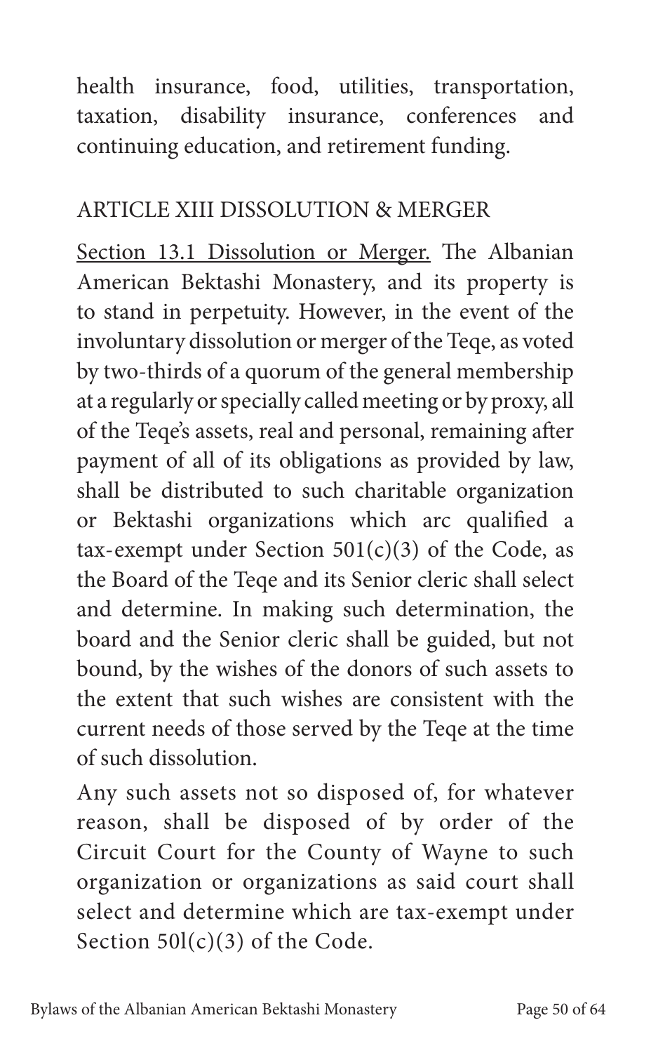health insurance, food, utilities, transportation, taxation, disability insurance, conferences and continuing education, and retirement funding.

## ARTICLE XIII DISSOLUTION & MERGER

Section 13.1 Dissolution or Merger. The Albanian American Bektashi Monastery, and its property is to stand in perpetuity. However, in the event of the involuntary dissolution or merger of the Teqe, as voted by two-thirds of a quorum of the general membership at a regularly or specially called meeting or by proxy, all of the Teqe's assets, real and personal, remaining after payment of all of its obligations as provided by law, shall be distributed to such charitable organization or Bektashi organizations which arc qualified a tax-exempt under Section 501(c)(3) of the Code, as the Board of the Teqe and its Senior cleric shall select and determine. In making such determination, the board and the Senior cleric shall be guided, but not bound, by the wishes of the donors of such assets to the extent that such wishes are consistent with the current needs of those served by the Teqe at the time of such dissolution.

Any such assets not so disposed of, for whatever reason, shall be disposed of by order of the Circuit Court for the County of Wayne to such organization or organizations as said court shall select and determine which are tax-exempt under Section 50l(c)(3) of the Code.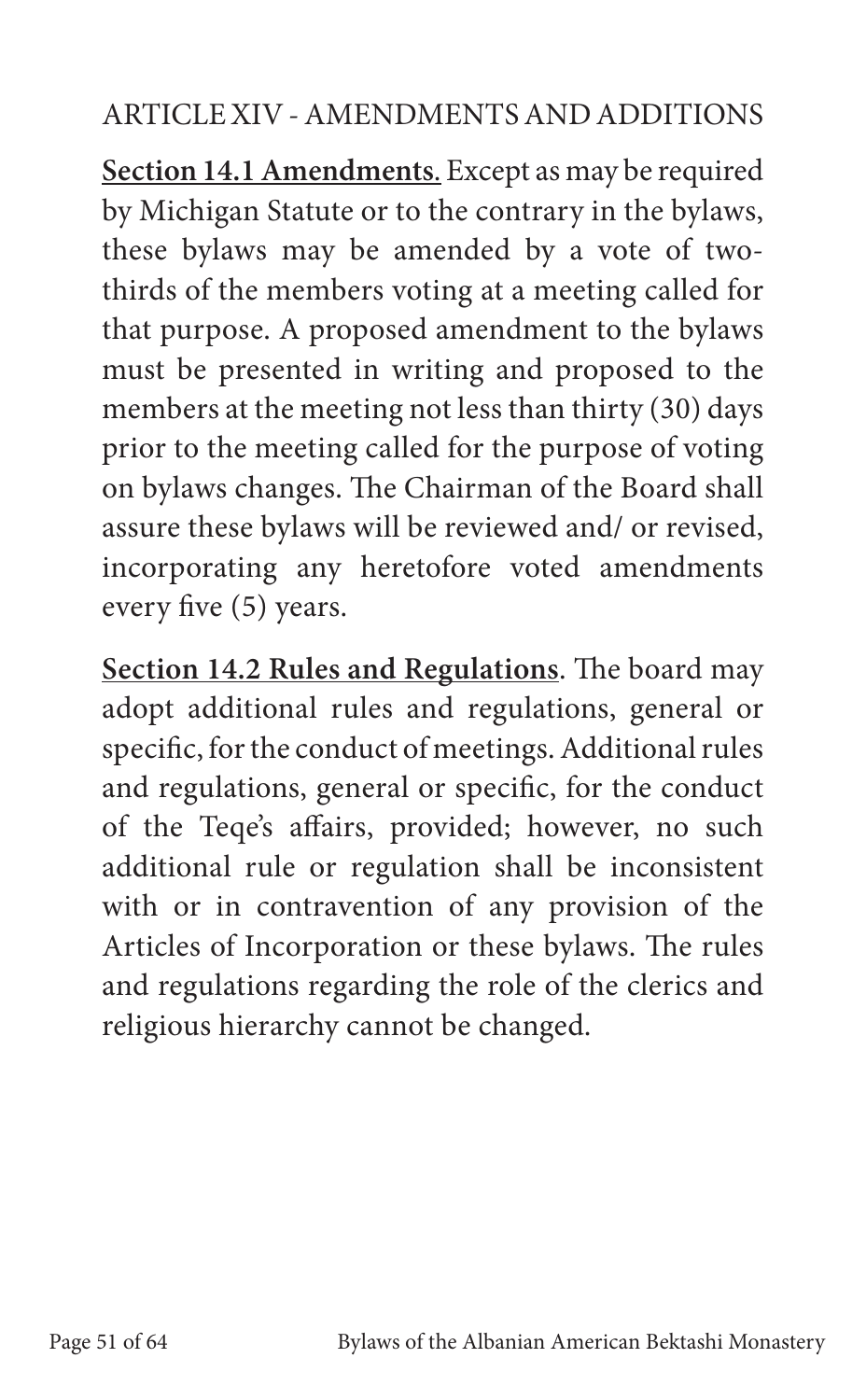## ARTICLE XIV - AMENDMENTS AND ADDITIONS

**Section 14.1 Amendments**. Except as may be required by Michigan Statute or to the contrary in the bylaws, these bylaws may be amended by a vote of two-thirds of the members voting at a meeting called for that purpose. A proposed amendment to the bylaws must be presented in writing and proposed to the members at the meeting not less than thirty (30) days prior to the meeting called for the purpose of voting on bylaws changes. The Chairman of the Board shall assure these bylaws will be reviewed and/ or revised, incorporating any heretofore voted amendments every five (5) years.

**Section 14.2 Rules and Regulations**. The board may adopt additional rules and regulations, general or specific, for the conduct of meetings. Additional rules and regulations, general or specific, for the conduct of the Teqe's affairs, provided; however, no such additional rule or regulation shall be inconsistent with or in contravention of any provision of the Articles of Incorporation or these bylaws. The rules and regulations regarding the role of the clerics and religious hierarchy cannot be changed.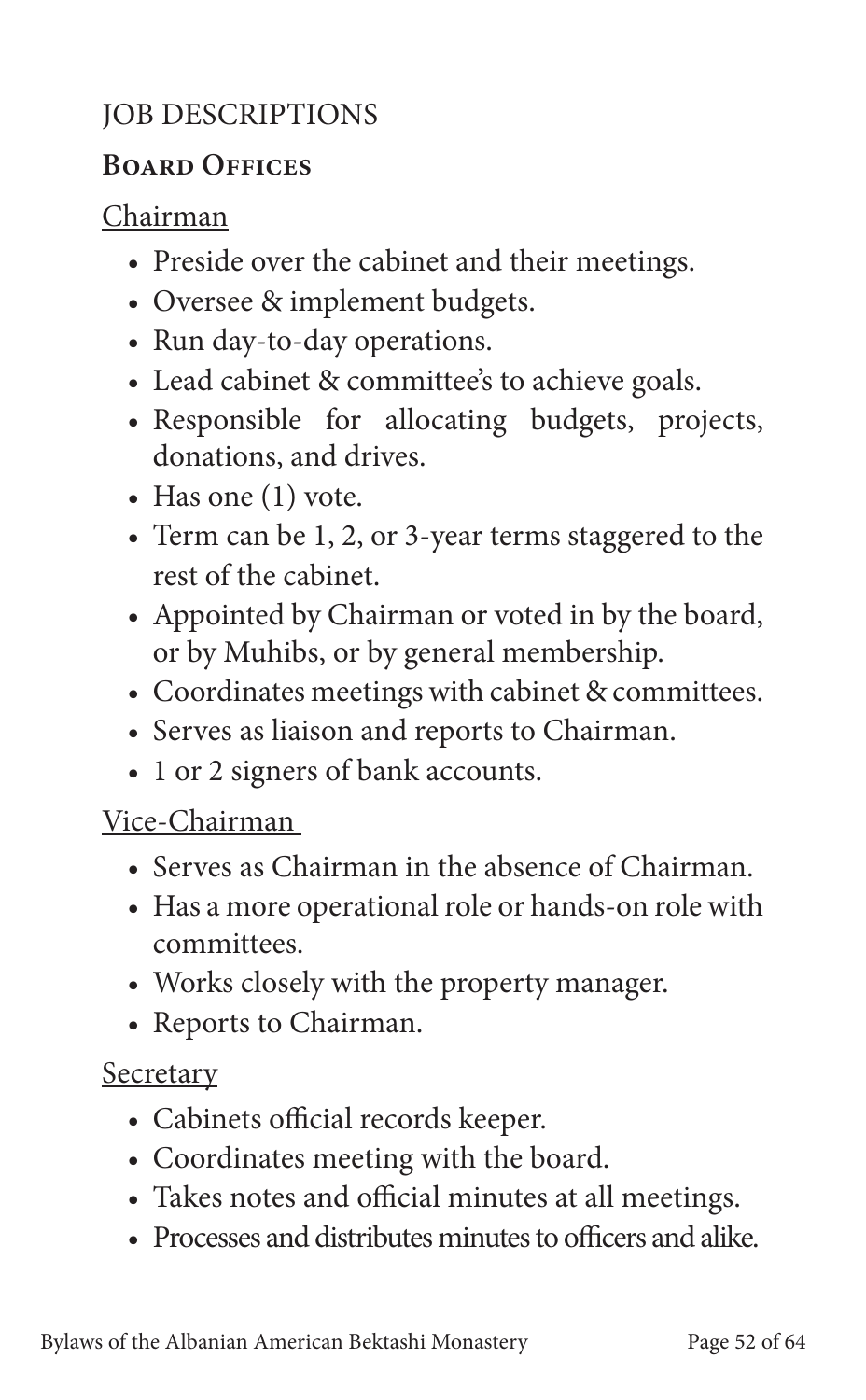## JOB DESCRIPTIONS

### Board Offices

Chairman

- Preside over the cabinet and their meetings.
- Oversee & implement budgets.
- Run day-to-day operations.
- Lead cabinet & committee's to achieve goals.
- Responsible for allocating budgets, projects, donations, and drives.
- Has one (1) vote.
- Term can be 1, 2, or 3-year terms staggered to the rest of the cabinet.
- Appointed by Chairman or voted in by the board, or by Muhibs, or by general membership.
- Coordinates meetings with cabinet & committees.
- Serves as liaison and reports to Chairman.
- 1 or 2 signers of bank accounts.

Vice-Chairman

- Serves as Chairman in the absence of Chairman.
- Has a more operational role or hands-on role with committees.
- Works closely with the property manager.
- Reports to Chairman.

Secretary

- Cabinets official records keeper.
- Coordinates meeting with the board.
- Takes notes and official minutes at all meetings.
- Processes and distributes minutes to officers and alike.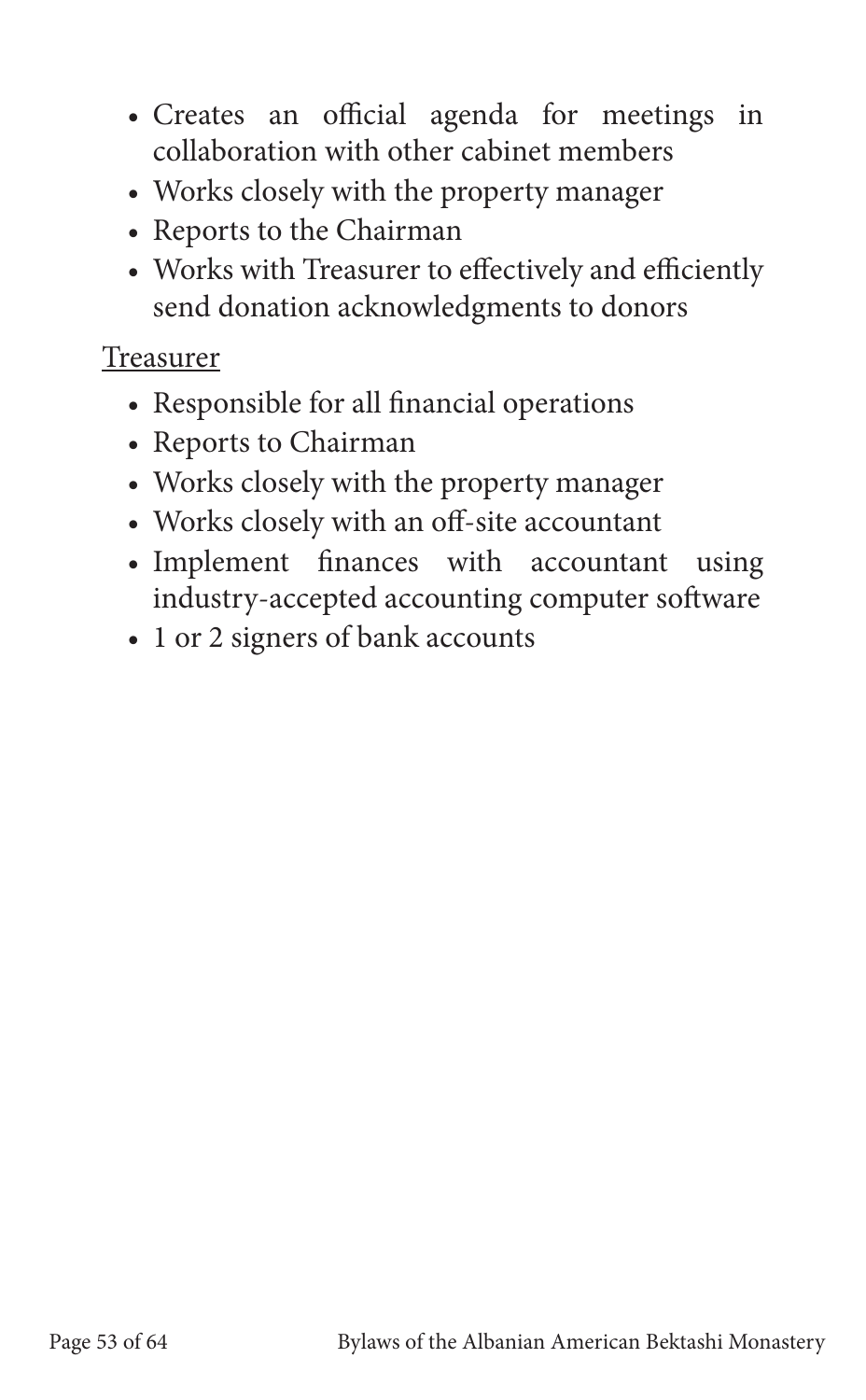- Creates an official agenda for meetings in collaboration with other cabinet members
- Works closely with the property manager
- Reports to the Chairman
- Works with Treasurer to effectively and efficiently send donation acknowledgments to donors

<u>Treasurer</u>

- Responsible for all financial operations
- Reports to Chairman
- Works closely with the property manager
- Works closely with an off-site accountant
- Implement finances with accountant using industry-accepted accounting computer software
- 1 or 2 signers of bank accounts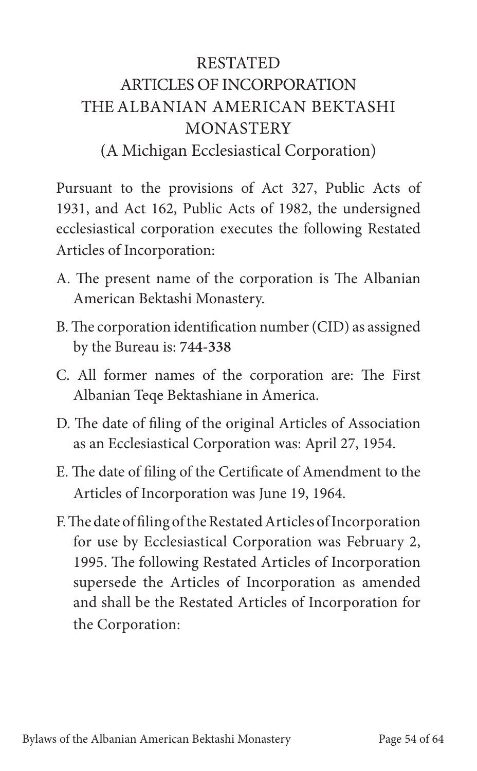# RESTATED
# ARTICLES OF INCORPORATION
# THE ALBANIAN AMERICAN BEKTASHI MONASTERY

(A Michigan Ecclesiastical Corporation)

Pursuant to the provisions of Act 327, Public Acts of 1931, and Act 162, Public Acts of 1982, the undersigned ecclesiastical corporation executes the following Restated Articles of Incorporation:

A. The present name of the corporation is The Albanian American Bektashi Monastery.

B. The corporation identification number (CID) as assigned by the Bureau is: **744-338**

C. All former names of the corporation are: The First Albanian Teqe Bektashiane in America.

D. The date of filing of the original Articles of Association as an Ecclesiastical Corporation was: April 27, 1954.

E. The date of filing of the Certificate of Amendment to the Articles of Incorporation was June 19, 1964.

F. The date of filing of the Restated Articles of Incorporation for use by Ecclesiastical Corporation was February 2, 1995. The following Restated Articles of Incorporation supersede the Articles of Incorporation as amended and shall be the Restated Articles of Incorporation for the Corporation: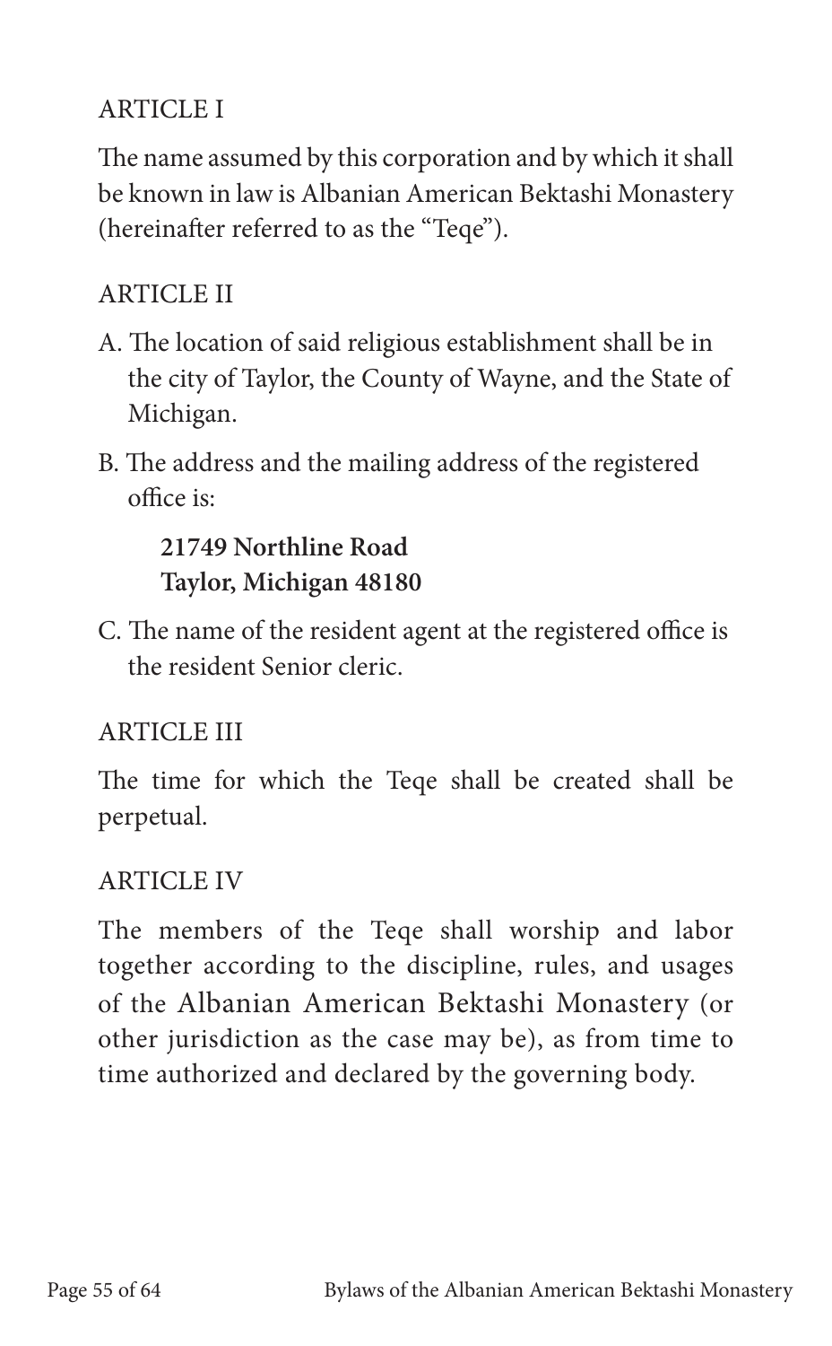## ARTICLE I

The name assumed by this corporation and by which it shall be known in law is Albanian American Bektashi Monastery (hereinafter referred to as the "Teqe").

## ARTICLE II

A. The location of said religious establishment shall be in the city of Taylor, the County of Wayne, and the State of Michigan.

B. The address and the mailing address of the registered office is:

 **21749 Northline Road**
 **Taylor, Michigan 48180**

C. The name of the resident agent at the registered office is the resident Senior cleric.

## ARTICLE III

The time for which the Teqe shall be created shall be perpetual.

## ARTICLE IV

The members of the Teqe shall worship and labor together according to the discipline, rules, and usages of the Albanian American Bektashi Monastery (or other jurisdiction as the case may be), as from time to time authorized and declared by the governing body.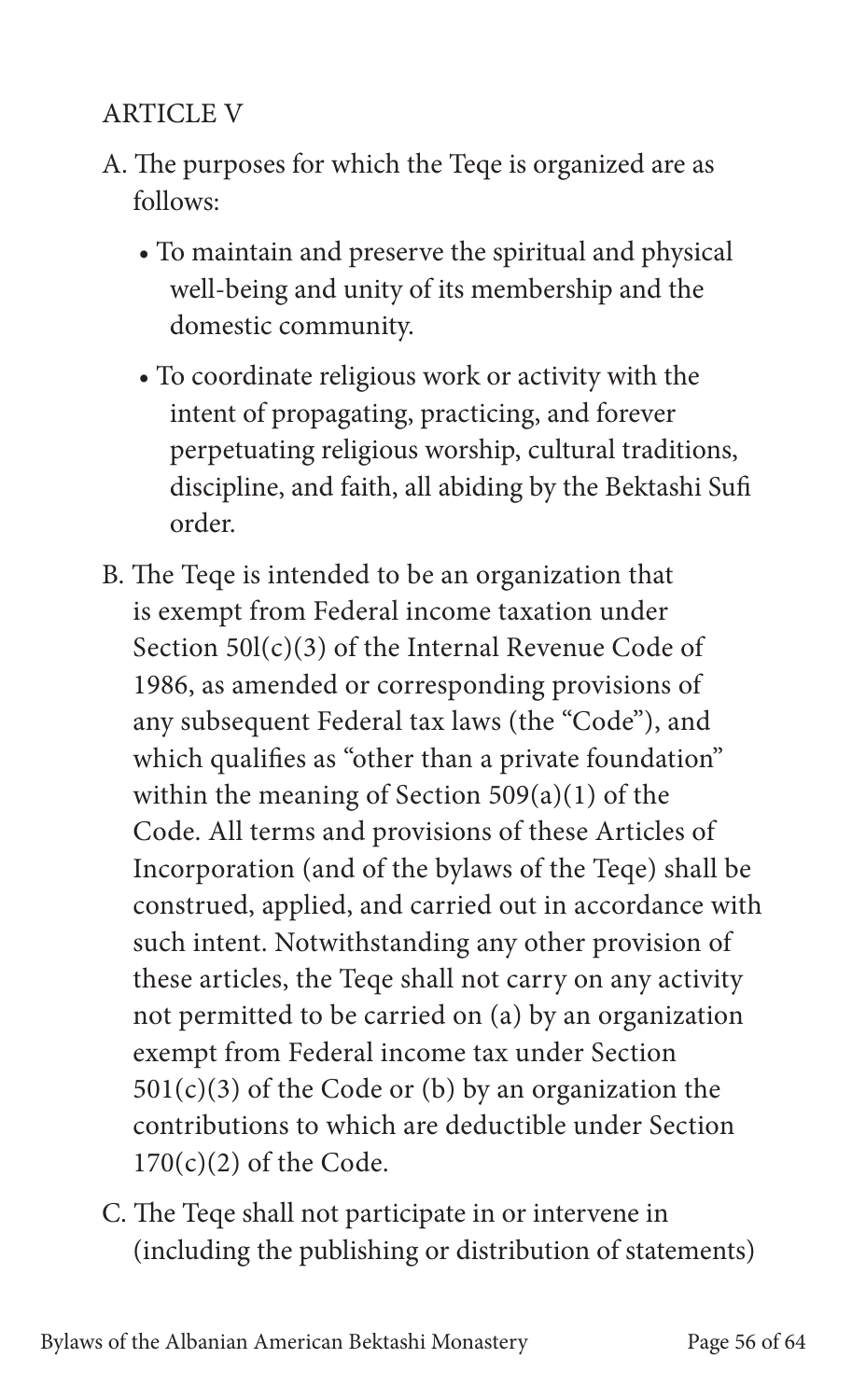ARTICLE V

A. The purposes for which the Teqe is organized are as follows:

   - To maintain and preserve the spiritual and physical well-being and unity of its membership and the domestic community.
   - To coordinate religious work or activity with the intent of propagating, practicing, and forever perpetuating religious worship, cultural traditions, discipline, and faith, all abiding by the Bektashi Sufi order.

B. The Teqe is intended to be an organization that is exempt from Federal income taxation under Section 50l(c)(3) of the Internal Revenue Code of 1986, as amended or corresponding provisions of any subsequent Federal tax laws (the "Code"), and which qualifies as "other than a private foundation" within the meaning of Section 509(a)(1) of the Code. All terms and provisions of these Articles of Incorporation (and of the bylaws of the Teqe) shall be construed, applied, and carried out in accordance with such intent. Notwithstanding any other provision of these articles, the Teqe shall not carry on any activity not permitted to be carried on (a) by an organization exempt from Federal income tax under Section 501(c)(3) of the Code or (b) by an organization the contributions to which are deductible under Section 170(c)(2) of the Code.

C. The Teqe shall not participate in or intervene in (including the publishing or distribution of statements)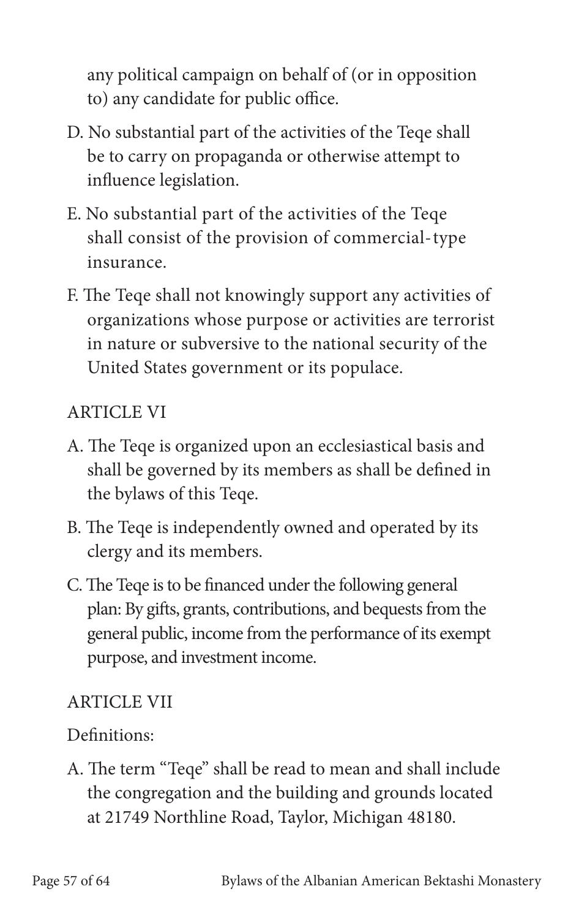any political campaign on behalf of (or in opposition to) any candidate for public office.

D. No substantial part of the activities of the Teqe shall be to carry on propaganda or otherwise attempt to influence legislation.

E. No substantial part of the activities of the Teqe shall consist of the provision of commercial-type insurance.

F. The Teqe shall not knowingly support any activities of organizations whose purpose or activities are terrorist in nature or subversive to the national security of the United States government or its populace.

## ARTICLE VI

A. The Teqe is organized upon an ecclesiastical basis and shall be governed by its members as shall be defined in the bylaws of this Teqe.

B. The Teqe is independently owned and operated by its clergy and its members.

C. The Teqe is to be financed under the following general plan: By gifts, grants, contributions, and bequests from the general public, income from the performance of its exempt purpose, and investment income.

## ARTICLE VII

Definitions:

A. The term "Teqe" shall be read to mean and shall include the congregation and the building and grounds located at 21749 Northline Road, Taylor, Michigan 48180.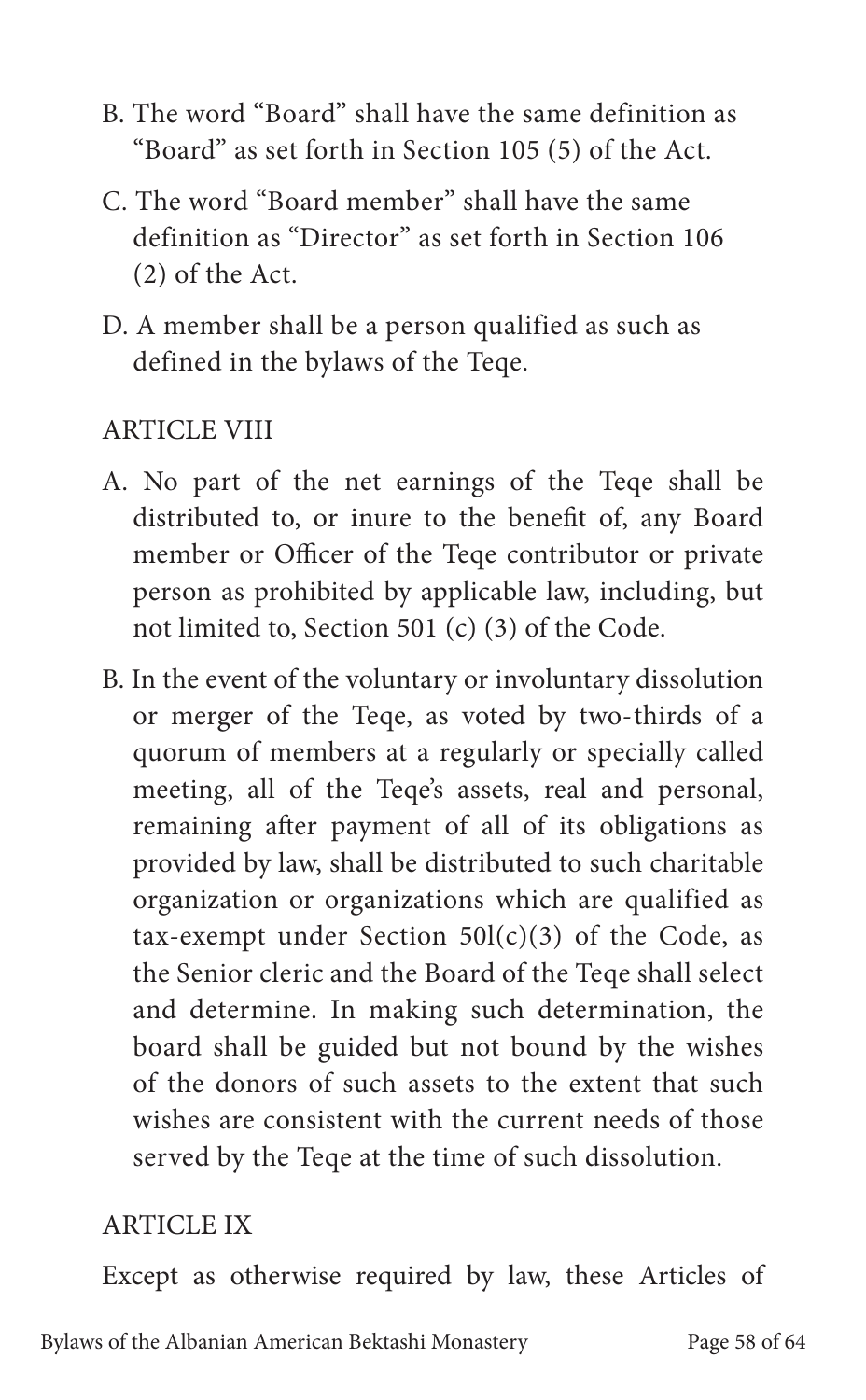B. The word "Board" shall have the same definition as "Board" as set forth in Section 105 (5) of the Act.

C. The word "Board member" shall have the same definition as "Director" as set forth in Section 106 (2) of the Act.

D. A member shall be a person qualified as such as defined in the bylaws of the Teqe.

ARTICLE VIII

A. No part of the net earnings of the Teqe shall be distributed to, or inure to the benefit of, any Board member or Officer of the Teqe contributor or private person as prohibited by applicable law, including, but not limited to, Section 501 (c) (3) of the Code.

B. In the event of the voluntary or involuntary dissolution or merger of the Teqe, as voted by two-thirds of a quorum of members at a regularly or specially called meeting, all of the Teqe's assets, real and personal, remaining after payment of all of its obligations as provided by law, shall be distributed to such charitable organization or organizations which are qualified as tax-exempt under Section 50l(c)(3) of the Code, as the Senior cleric and the Board of the Teqe shall select and determine. In making such determination, the board shall be guided but not bound by the wishes of the donors of such assets to the extent that such wishes are consistent with the current needs of those served by the Teqe at the time of such dissolution.

ARTICLE IX

Except as otherwise required by law, these Articles of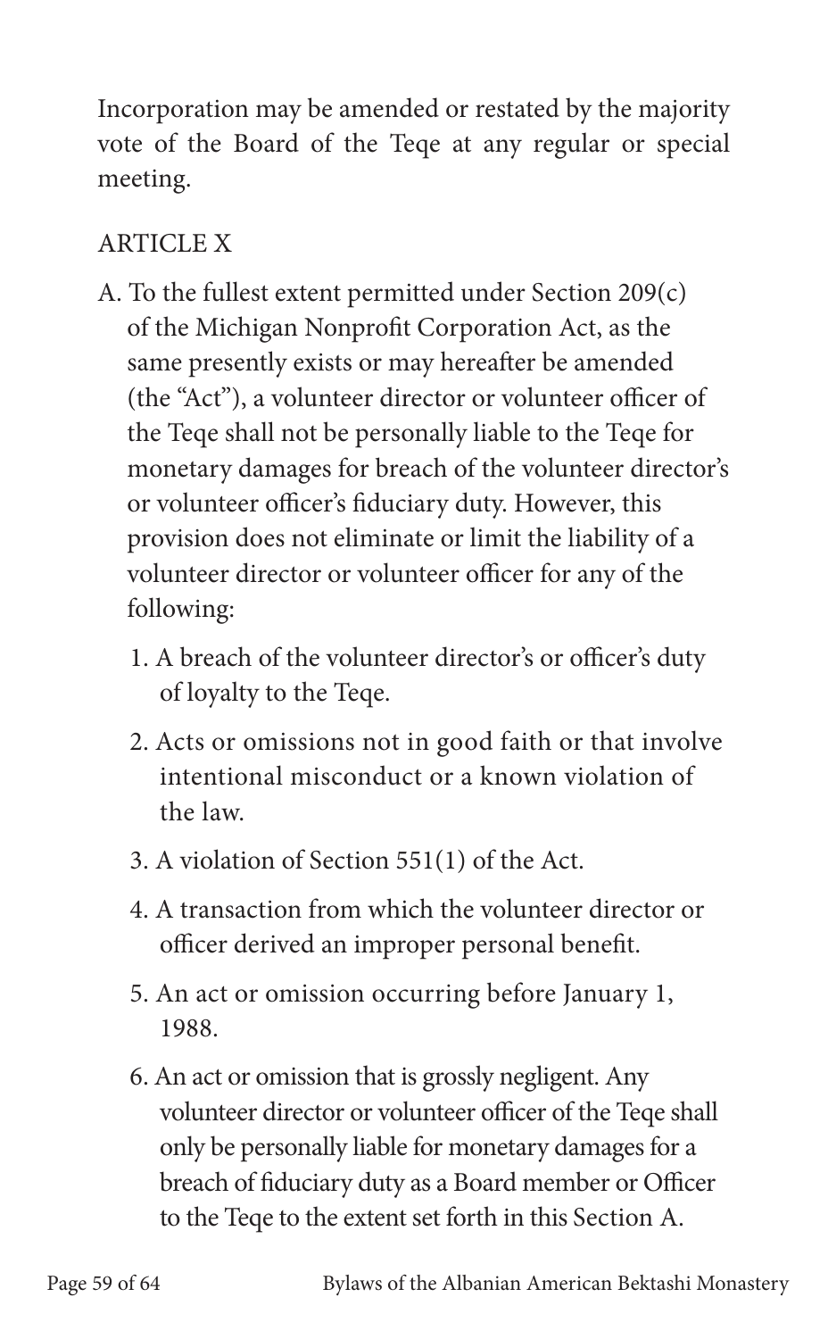Incorporation may be amended or restated by the majority vote of the Board of the Teqe at any regular or special meeting.

## ARTICLE X

A. To the fullest extent permitted under Section 209(c) of the Michigan Nonprofit Corporation Act, as the same presently exists or may hereafter be amended (the "Act"), a volunteer director or volunteer officer of the Teqe shall not be personally liable to the Teqe for monetary damages for breach of the volunteer director's or volunteer officer's fiduciary duty. However, this provision does not eliminate or limit the liability of a volunteer director or volunteer officer for any of the following:

1. A breach of the volunteer director's or officer's duty of loyalty to the Teqe.
2. Acts or omissions not in good faith or that involve intentional misconduct or a known violation of the law.
3. A violation of Section 551(1) of the Act.
4. A transaction from which the volunteer director or officer derived an improper personal benefit.
5. An act or omission occurring before January 1, 1988.
6. An act or omission that is grossly negligent. Any volunteer director or volunteer officer of the Teqe shall only be personally liable for monetary damages for a breach of fiduciary duty as a Board member or Officer to the Teqe to the extent set forth in this Section A.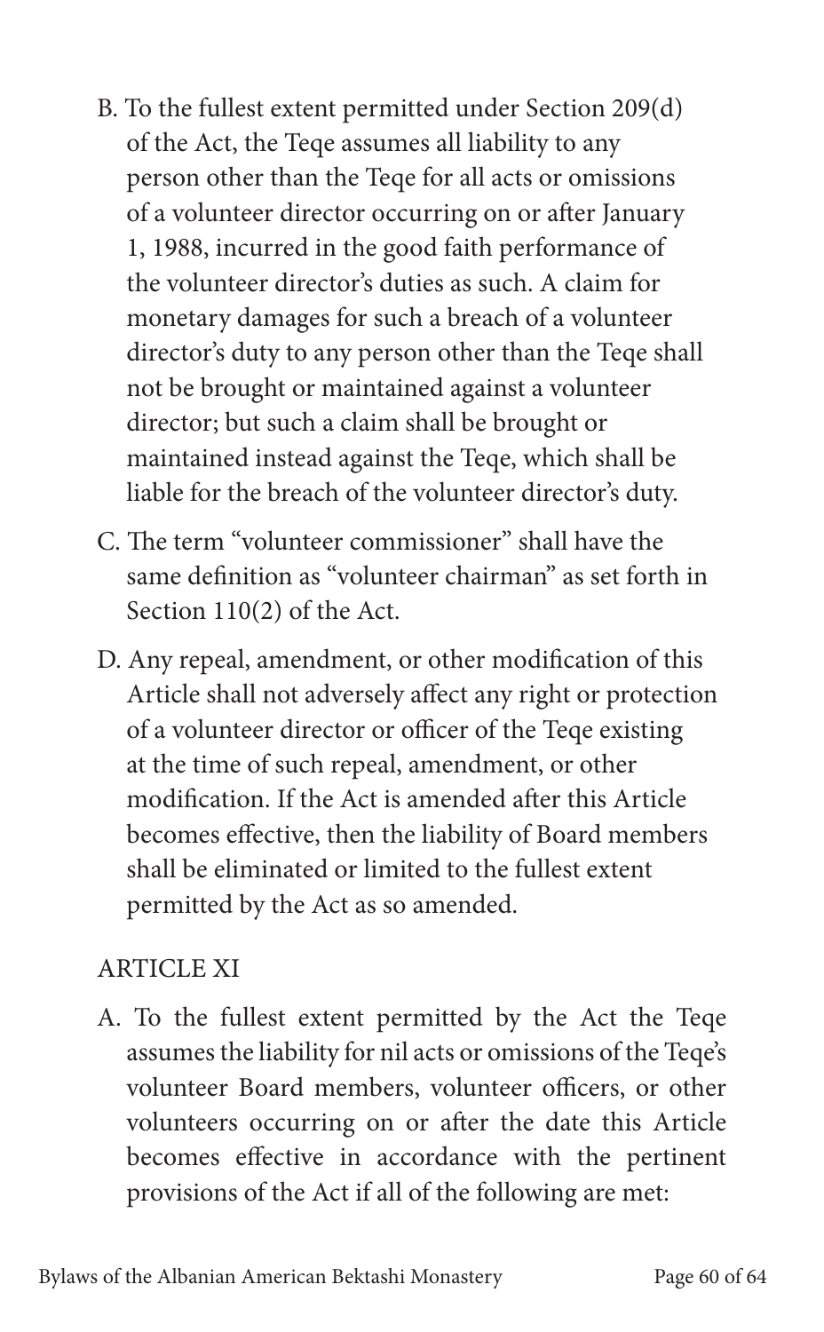B. To the fullest extent permitted under Section 209(d) of the Act, the Teqe assumes all liability to any person other than the Teqe for all acts or omissions of a volunteer director occurring on or after January 1, 1988, incurred in the good faith performance of the volunteer director's duties as such. A claim for monetary damages for such a breach of a volunteer director's duty to any person other than the Teqe shall not be brought or maintained against a volunteer director; but such a claim shall be brought or maintained instead against the Teqe, which shall be liable for the breach of the volunteer director's duty.

C. The term "volunteer commissioner" shall have the same definition as "volunteer chairman" as set forth in Section 110(2) of the Act.

D. Any repeal, amendment, or other modification of this Article shall not adversely affect any right or protection of a volunteer director or officer of the Teqe existing at the time of such repeal, amendment, or other modification. If the Act is amended after this Article becomes effective, then the liability of Board members shall be eliminated or limited to the fullest extent permitted by the Act as so amended.

## ARTICLE XI

A. To the fullest extent permitted by the Act the Teqe assumes the liability for nil acts or omissions of the Teqe's volunteer Board members, volunteer officers, or other volunteers occurring on or after the date this Article becomes effective in accordance with the pertinent provisions of the Act if all of the following are met: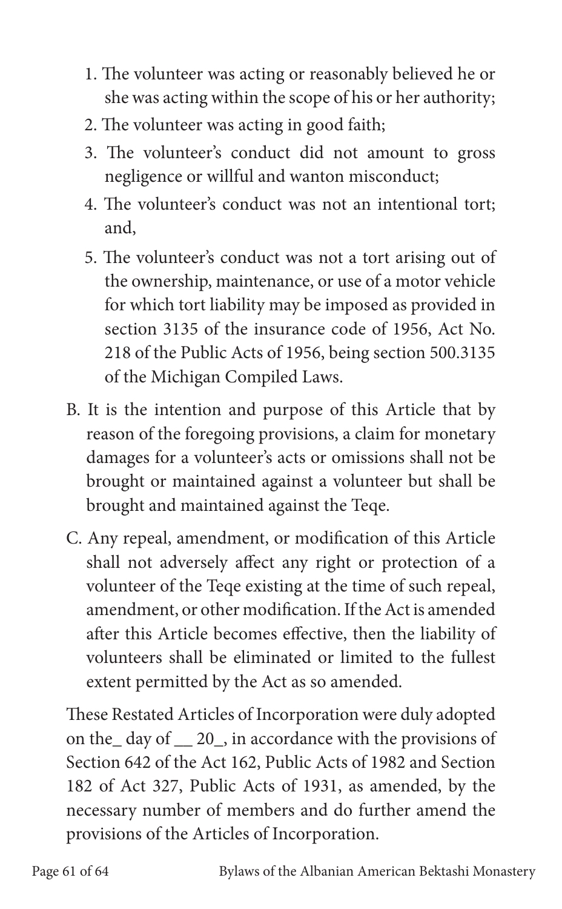1. The volunteer was acting or reasonably believed he or she was acting within the scope of his or her authority;
2. The volunteer was acting in good faith;
3. The volunteer's conduct did not amount to gross negligence or willful and wanton misconduct;
4. The volunteer's conduct was not an intentional tort; and,
5. The volunteer's conduct was not a tort arising out of the ownership, maintenance, or use of a motor vehicle for which tort liability may be imposed as provided in section 3135 of the insurance code of 1956, Act No. 218 of the Public Acts of 1956, being section 500.3135 of the Michigan Compiled Laws.

B. It is the intention and purpose of this Article that by reason of the foregoing provisions, a claim for monetary damages for a volunteer's acts or omissions shall not be brought or maintained against a volunteer but shall be brought and maintained against the Teqe.

C. Any repeal, amendment, or modification of this Article shall not adversely affect any right or protection of a volunteer of the Teqe existing at the time of such repeal, amendment, or other modification. If the Act is amended after this Article becomes effective, then the liability of volunteers shall be eliminated or limited to the fullest extent permitted by the Act as so amended.

These Restated Articles of Incorporation were duly adopted on the_ day of __ 20_, in accordance with the provisions of Section 642 of the Act 162, Public Acts of 1982 and Section 182 of Act 327, Public Acts of 1931, as amended, by the necessary number of members and do further amend the provisions of the Articles of Incorporation.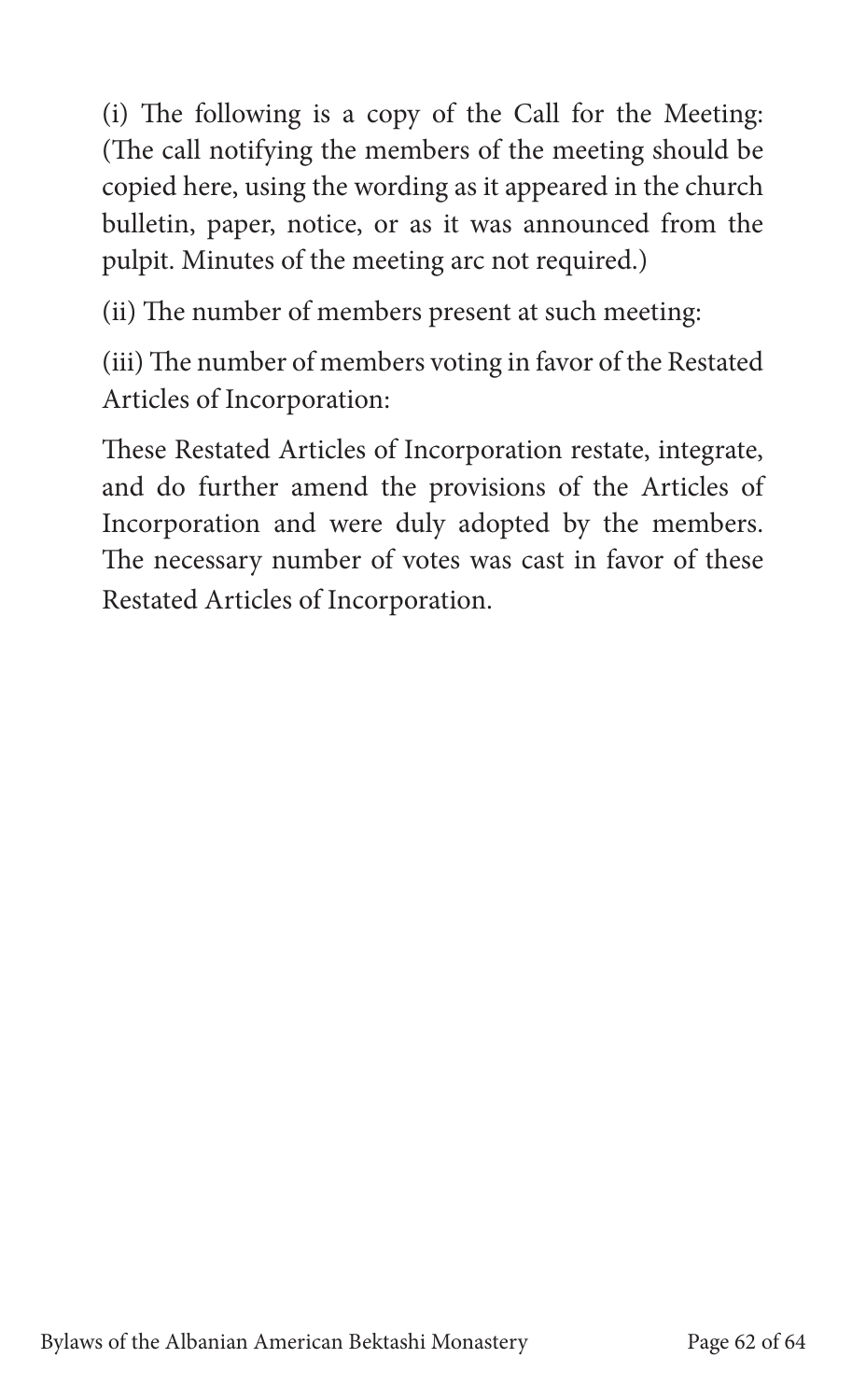(i) The following is a copy of the Call for the Meeting: (The call notifying the members of the meeting should be copied here, using the wording as it appeared in the church bulletin, paper, notice, or as it was announced from the pulpit. Minutes of the meeting arc not required.)

(ii) The number of members present at such meeting:

(iii) The number of members voting in favor of the Restated Articles of Incorporation:

These Restated Articles of Incorporation restate, integrate, and do further amend the provisions of the Articles of Incorporation and were duly adopted by the members. The necessary number of votes was cast in favor of these Restated Articles of Incorporation.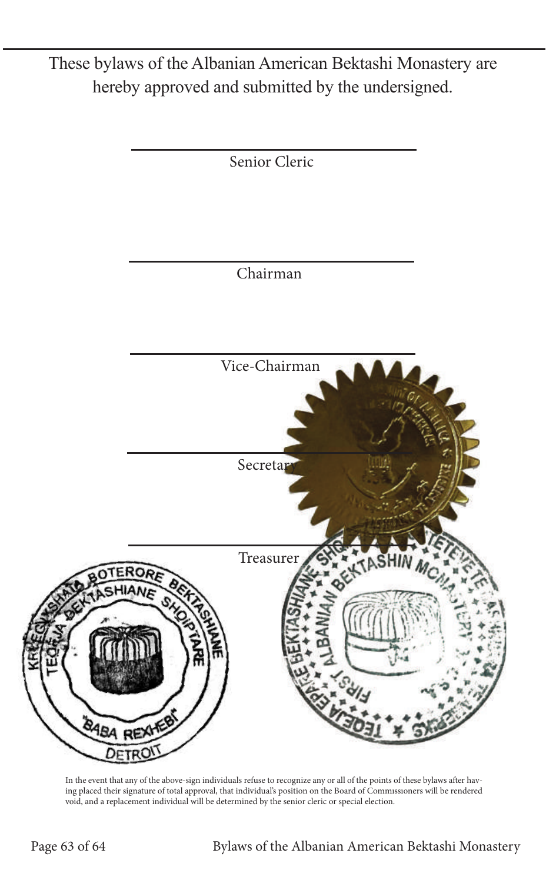These bylaws of the Albanian American Bektashi Monastery are hereby approved and submitted by the undersigned.

\_\_\_\_\_\_\_\_\_\_\_\_\_\_\_\_\_\_\_\_\_\_\_\_\_\_\_\_\_\_\_\_\_\_\_\_\_\_

Senior Cleric

\_\_\_\_\_\_\_\_\_\_\_\_\_\_\_\_\_\_\_\_\_\_\_\_\_\_\_\_\_\_\_\_\_\_\_\_\_\_

Chairman

\_\_\_\_\_\_\_\_\_\_\_\_\_\_\_\_\_\_\_\_\_\_\_\_\_\_\_\_\_\_\_\_\_\_\_\_\_\_

Vice-Chairman

\_\_\_\_\_\_\_\_\_\_\_\_\_\_\_\_\_\_\_\_\_\_\_\_\_\_\_\_\_\_\_\_\_\_\_\_\_\_

Secretary

\_\_\_\_\_\_\_\_\_\_\_\_\_\_\_\_\_\_\_\_\_\_\_\_\_\_\_\_\_\_\_\_\_\_\_\_\_\_

Treasurer

In the event that any of the above-sign individuals refuse to recognize any or all of the points of these bylaws after having placed their signature of total approval, that individual's position on the Board of Commissioners will be rendered void, and a replacement individual will be determined by the senior cleric or special election.